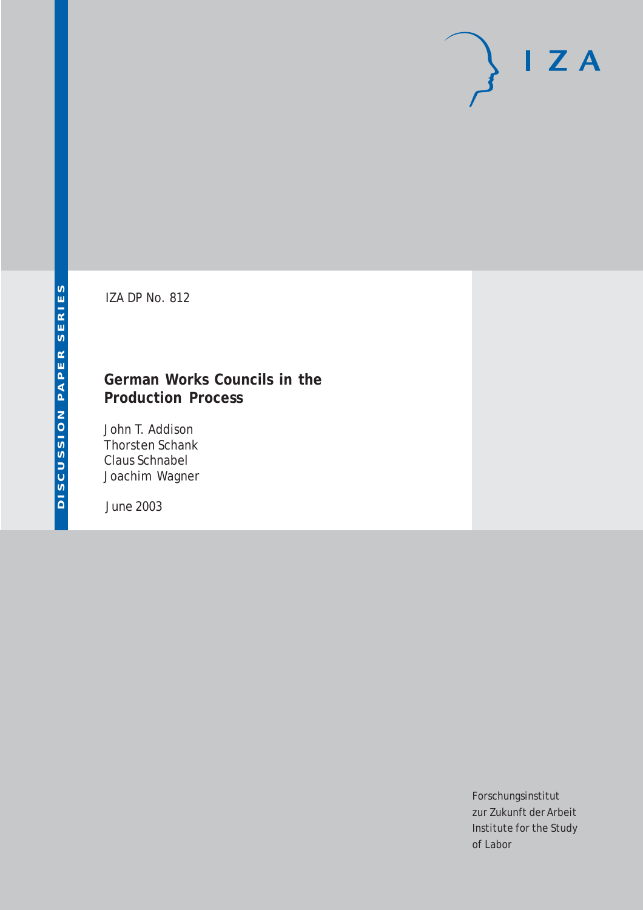IZA DP No. 812

# German Works Councils in the Production Process

John T. Addison
Thorsten Schank
Claus Schnabel
Joachim Wagner

June 2003

DISCUSSION PAPER SERIES

Forschungsinstitut
zur Zukunft der Arbeit
Institute for the Study
of Labor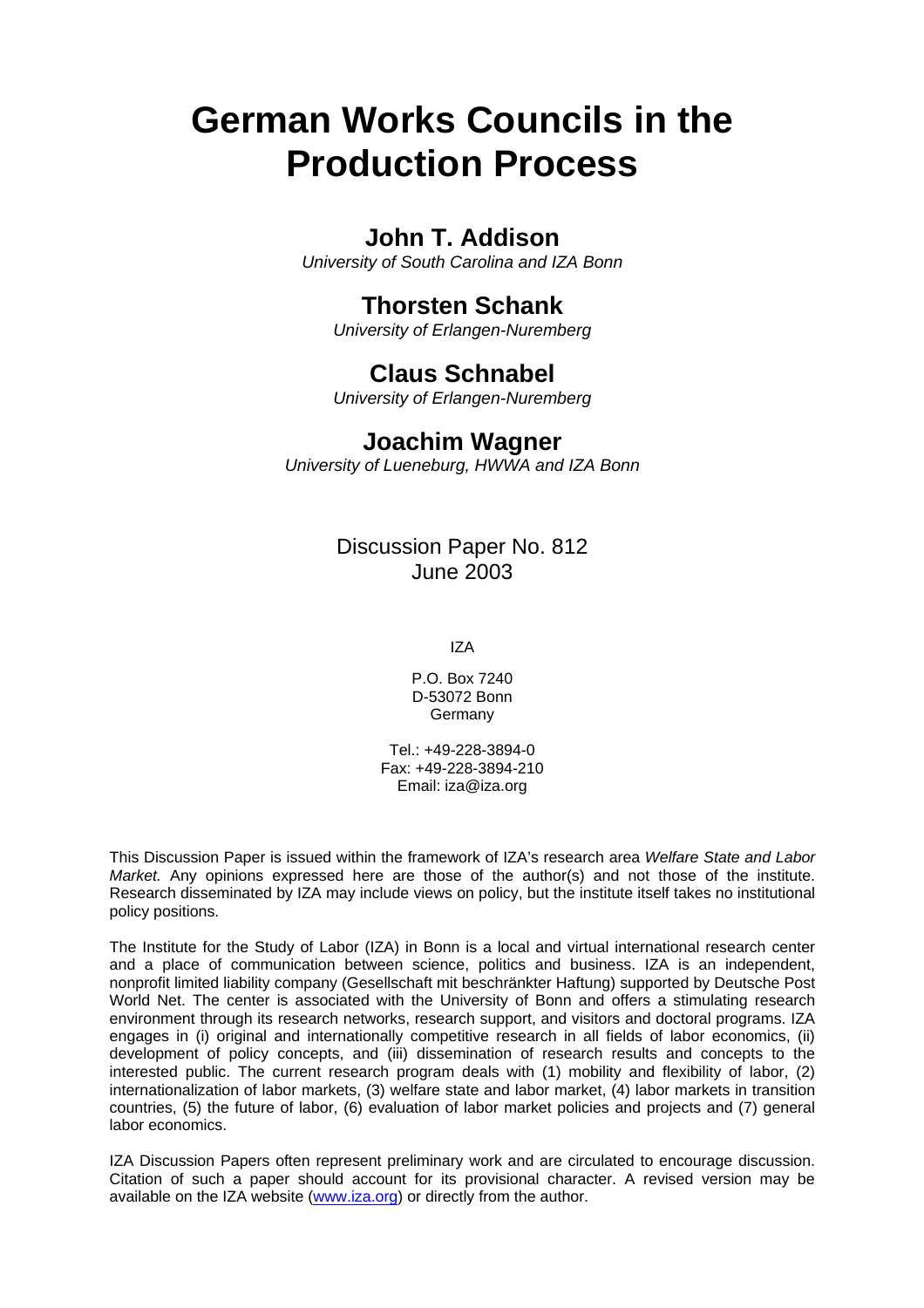# German Works Councils in the Production Process

## John T. Addison

*University of South Carolina and IZA Bonn*

## Thorsten Schank

*University of Erlangen-Nuremberg*

## Claus Schnabel

*University of Erlangen-Nuremberg*

## Joachim Wagner

*University of Lueneburg, HWWA and IZA Bonn*

Discussion Paper No. 812
June 2003

IZA

P.O. Box 7240
D-53072 Bonn
Germany

Tel.: +49-228-3894-0
Fax: +49-228-3894-210
Email: iza@iza.org

This Discussion Paper is issued within the framework of IZA's research area *Welfare State and Labor Market.* Any opinions expressed here are those of the author(s) and not those of the institute. Research disseminated by IZA may include views on policy, but the institute itself takes no institutional policy positions.

The Institute for the Study of Labor (IZA) in Bonn is a local and virtual international research center and a place of communication between science, politics and business. IZA is an independent, nonprofit limited liability company (Gesellschaft mit beschränkter Haftung) supported by Deutsche Post World Net. The center is associated with the University of Bonn and offers a stimulating research environment through its research networks, research support, and visitors and doctoral programs. IZA engages in (i) original and internationally competitive research in all fields of labor economics, (ii) development of policy concepts, and (iii) dissemination of research results and concepts to the interested public. The current research program deals with (1) mobility and flexibility of labor, (2) internationalization of labor markets, (3) welfare state and labor market, (4) labor markets in transition countries, (5) the future of labor, (6) evaluation of labor market policies and projects and (7) general labor economics.

IZA Discussion Papers often represent preliminary work and are circulated to encourage discussion. Citation of such a paper should account for its provisional character. A revised version may be available on the IZA website (www.iza.org) or directly from the author.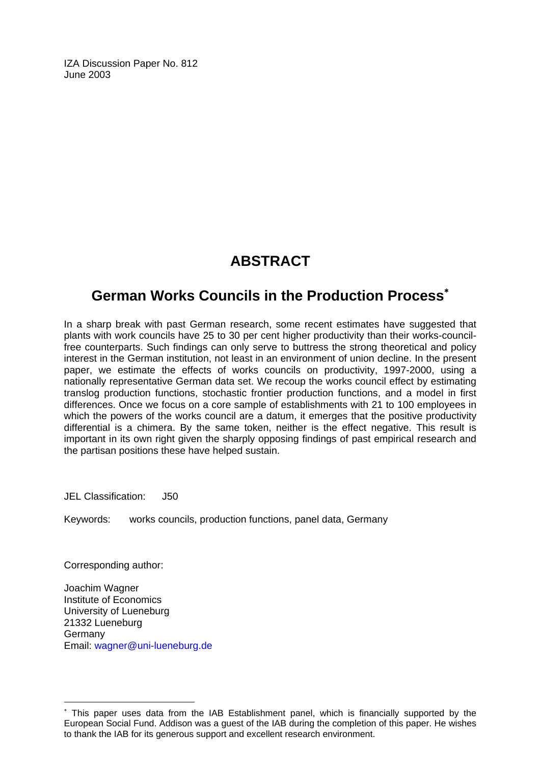IZA Discussion Paper No. 812
June 2003

# ABSTRACT

## German Works Councils in the Production Process[*]

In a sharp break with past German research, some recent estimates have suggested that plants with work councils have 25 to 30 per cent higher productivity than their works-council-free counterparts. Such findings can only serve to buttress the strong theoretical and policy interest in the German institution, not least in an environment of union decline. In the present paper, we estimate the effects of works councils on productivity, 1997-2000, using a nationally representative German data set. We recoup the works council effect by estimating translog production functions, stochastic frontier production functions, and a model in first differences. Once we focus on a core sample of establishments with 21 to 100 employees in which the powers of the works council are a datum, it emerges that the positive productivity differential is a chimera. By the same token, neither is the effect negative. This result is important in its own right given the sharply opposing findings of past empirical research and the partisan positions these have helped sustain.

JEL Classification: J50

Keywords: works councils, production functions, panel data, Germany

Corresponding author:

Joachim Wagner
Institute of Economics
University of Lueneburg
21332 Lueneburg
Germany
Email: wagner@uni-lueneburg.de

---

[*] This paper uses data from the IAB Establishment panel, which is financially supported by the European Social Fund. Addison was a guest of the IAB during the completion of this paper. He wishes to thank the IAB for its generous support and excellent research environment.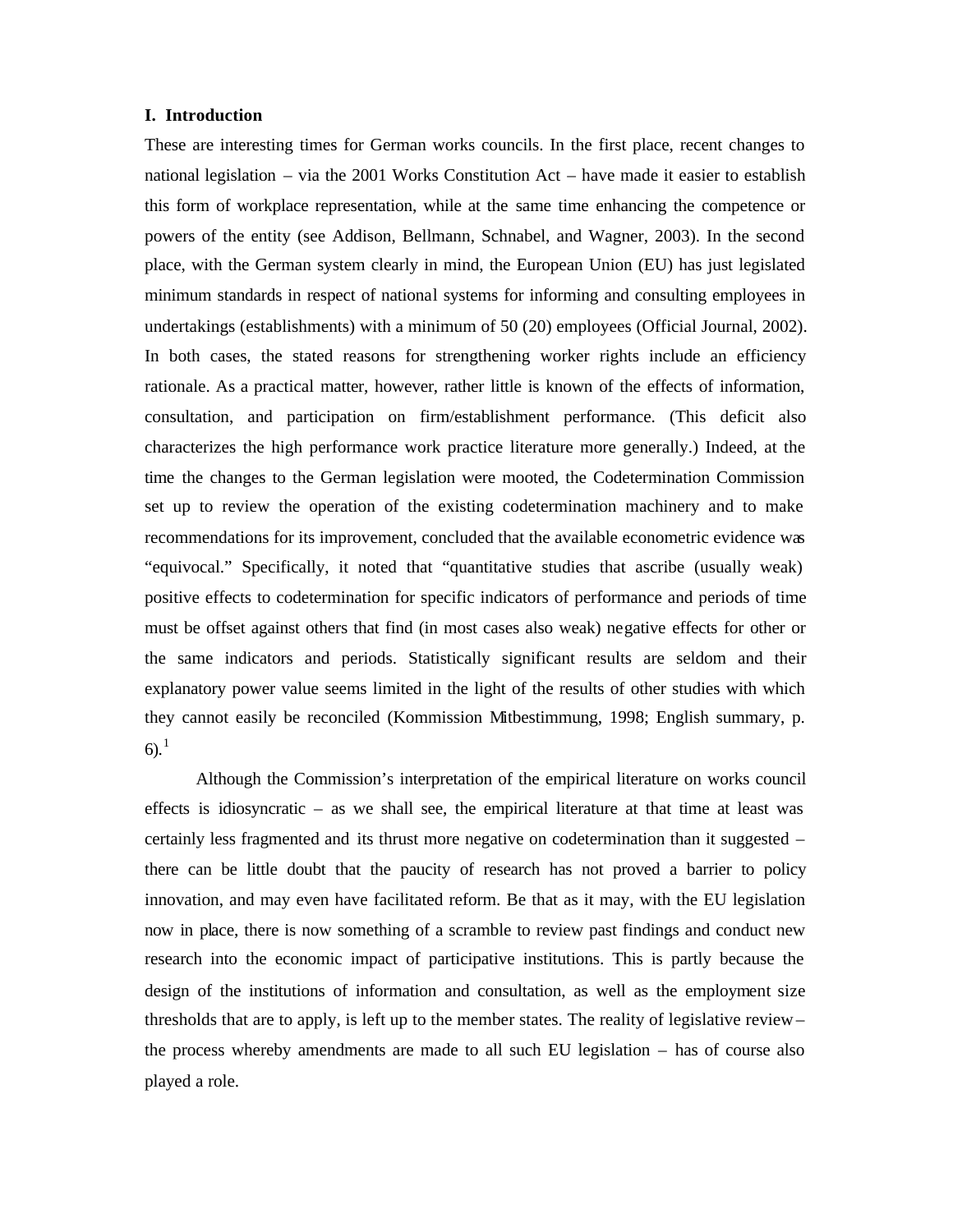## I. Introduction

These are interesting times for German works councils. In the first place, recent changes to national legislation – via the 2001 Works Constitution Act – have made it easier to establish this form of workplace representation, while at the same time enhancing the competence or powers of the entity (see Addison, Bellmann, Schnabel, and Wagner, 2003). In the second place, with the German system clearly in mind, the European Union (EU) has just legislated minimum standards in respect of national systems for informing and consulting employees in undertakings (establishments) with a minimum of 50 (20) employees (Official Journal, 2002). In both cases, the stated reasons for strengthening worker rights include an efficiency rationale. As a practical matter, however, rather little is known of the effects of information, consultation, and participation on firm/establishment performance. (This deficit also characterizes the high performance work practice literature more generally.) Indeed, at the time the changes to the German legislation were mooted, the Codetermination Commission set up to review the operation of the existing codetermination machinery and to make recommendations for its improvement, concluded that the available econometric evidence was "equivocal." Specifically, it noted that "quantitative studies that ascribe (usually weak) positive effects to codetermination for specific indicators of performance and periods of time must be offset against others that find (in most cases also weak) negative effects for other or the same indicators and periods. Statistically significant results are seldom and their explanatory power value seems limited in the light of the results of other studies with which they cannot easily be reconciled (Kommission Mitbestimmung, 1998; English summary, p. 6).[1]

Although the Commission's interpretation of the empirical literature on works council effects is idiosyncratic – as we shall see, the empirical literature at that time at least was certainly less fragmented and its thrust more negative on codetermination than it suggested – there can be little doubt that the paucity of research has not proved a barrier to policy innovation, and may even have facilitated reform. Be that as it may, with the EU legislation now in place, there is now something of a scramble to review past findings and conduct new research into the economic impact of participative institutions. This is partly because the design of the institutions of information and consultation, as well as the employment size thresholds that are to apply, is left up to the member states. The reality of legislative review – the process whereby amendments are made to all such EU legislation – has of course also played a role.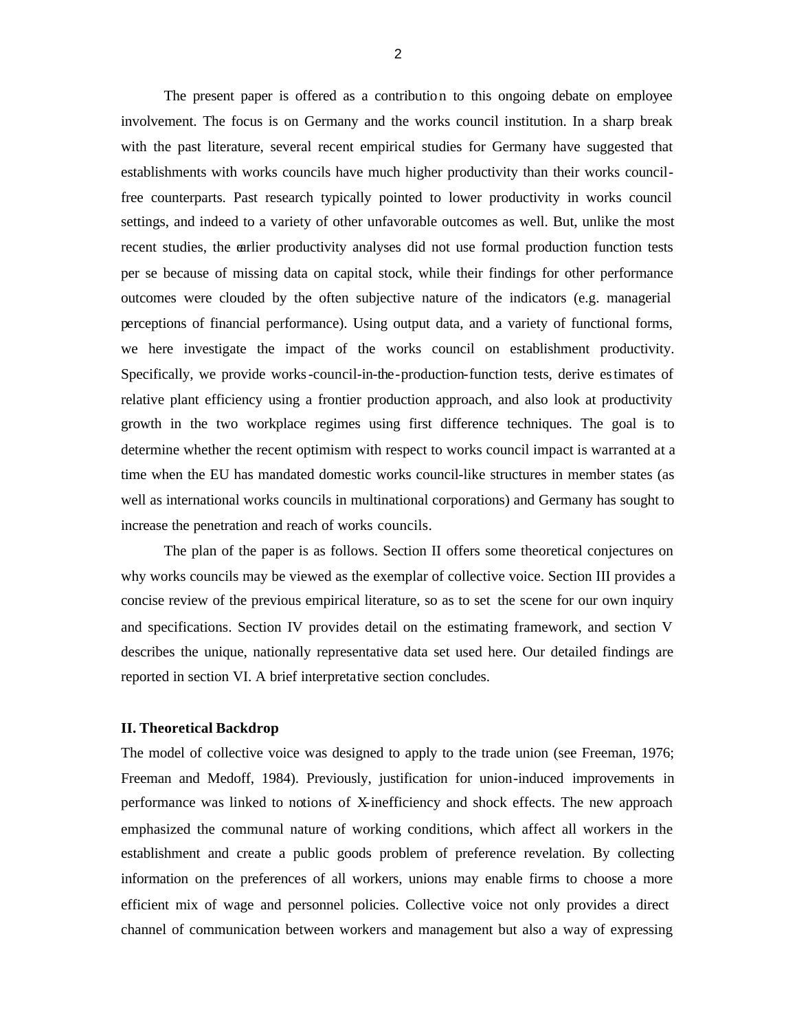The present paper is offered as a contribution to this ongoing debate on employee involvement. The focus is on Germany and the works council institution. In a sharp break with the past literature, several recent empirical studies for Germany have suggested that establishments with works councils have much higher productivity than their works council-free counterparts. Past research typically pointed to lower productivity in works council settings, and indeed to a variety of other unfavorable outcomes as well. But, unlike the most recent studies, the earlier productivity analyses did not use formal production function tests per se because of missing data on capital stock, while their findings for other performance outcomes were clouded by the often subjective nature of the indicators (e.g. managerial perceptions of financial performance). Using output data, and a variety of functional forms, we here investigate the impact of the works council on establishment productivity. Specifically, we provide works-council-in-the-production-function tests, derive estimates of relative plant efficiency using a frontier production approach, and also look at productivity growth in the two workplace regimes using first difference techniques. The goal is to determine whether the recent optimism with respect to works council impact is warranted at a time when the EU has mandated domestic works council-like structures in member states (as well as international works councils in multinational corporations) and Germany has sought to increase the penetration and reach of works councils.

The plan of the paper is as follows. Section II offers some theoretical conjectures on why works councils may be viewed as the exemplar of collective voice. Section III provides a concise review of the previous empirical literature, so as to set the scene for our own inquiry and specifications. Section IV provides detail on the estimating framework, and section V describes the unique, nationally representative data set used here. Our detailed findings are reported in section VI. A brief interpretative section concludes.

## II. Theoretical Backdrop

The model of collective voice was designed to apply to the trade union (see Freeman, 1976; Freeman and Medoff, 1984). Previously, justification for union-induced improvements in performance was linked to notions of X-inefficiency and shock effects. The new approach emphasized the communal nature of working conditions, which affect all workers in the establishment and create a public goods problem of preference revelation. By collecting information on the preferences of all workers, unions may enable firms to choose a more efficient mix of wage and personnel policies. Collective voice not only provides a direct channel of communication between workers and management but also a way of expressing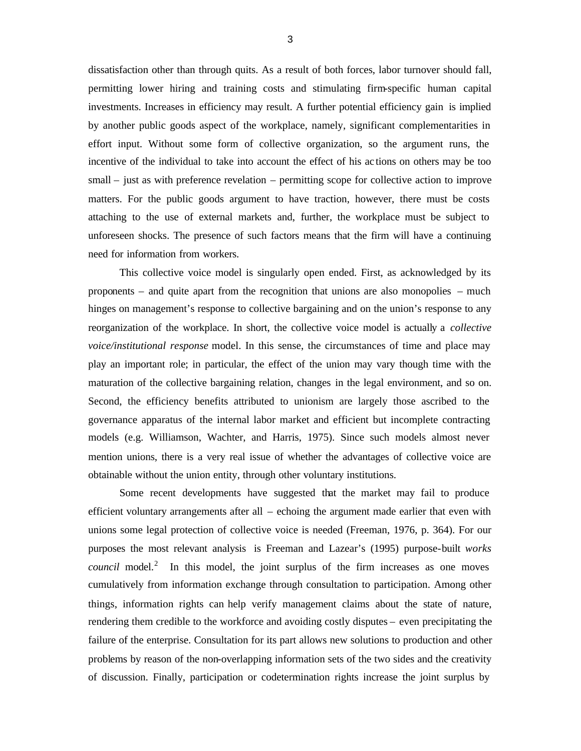dissatisfaction other than through quits. As a result of both forces, labor turnover should fall, permitting lower hiring and training costs and stimulating firm-specific human capital investments. Increases in efficiency may result. A further potential efficiency gain is implied by another public goods aspect of the workplace, namely, significant complementarities in effort input. Without some form of collective organization, so the argument runs, the incentive of the individual to take into account the effect of his actions on others may be too small – just as with preference revelation – permitting scope for collective action to improve matters. For the public goods argument to have traction, however, there must be costs attaching to the use of external markets and, further, the workplace must be subject to unforeseen shocks. The presence of such factors means that the firm will have a continuing need for information from workers.

This collective voice model is singularly open ended. First, as acknowledged by its proponents – and quite apart from the recognition that unions are also monopolies – much hinges on management's response to collective bargaining and on the union's response to any reorganization of the workplace. In short, the collective voice model is actually a *collective voice/institutional response* model. In this sense, the circumstances of time and place may play an important role; in particular, the effect of the union may vary though time with the maturation of the collective bargaining relation, changes in the legal environment, and so on. Second, the efficiency benefits attributed to unionism are largely those ascribed to the governance apparatus of the internal labor market and efficient but incomplete contracting models (e.g. Williamson, Wachter, and Harris, 1975). Since such models almost never mention unions, there is a very real issue of whether the advantages of collective voice are obtainable without the union entity, through other voluntary institutions.

Some recent developments have suggested that the market may fail to produce efficient voluntary arrangements after all – echoing the argument made earlier that even with unions some legal protection of collective voice is needed (Freeman, 1976, p. 364). For our purposes the most relevant analysis is Freeman and Lazear's (1995) purpose-built *works council* model.[2] In this model, the joint surplus of the firm increases as one moves cumulatively from information exchange through consultation to participation. Among other things, information rights can help verify management claims about the state of nature, rendering them credible to the workforce and avoiding costly disputes – even precipitating the failure of the enterprise. Consultation for its part allows new solutions to production and other problems by reason of the non-overlapping information sets of the two sides and the creativity of discussion. Finally, participation or codetermination rights increase the joint surplus by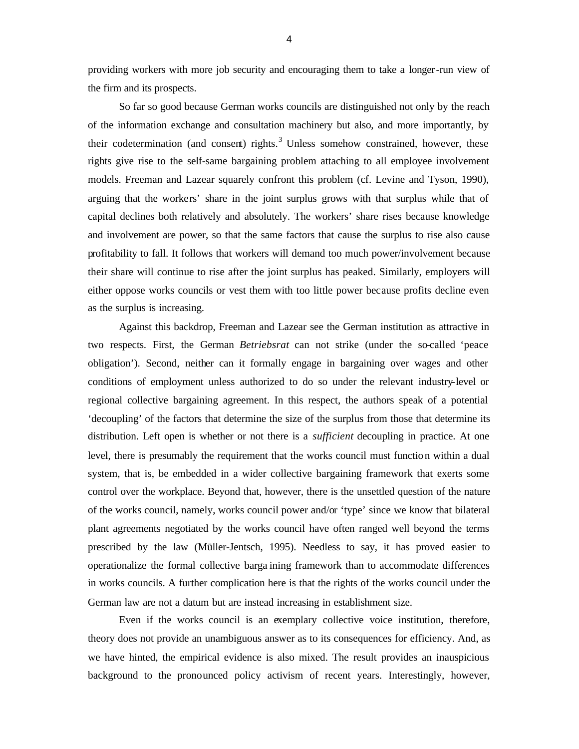providing workers with more job security and encouraging them to take a longer-run view of the firm and its prospects.

So far so good because German works councils are distinguished not only by the reach of the information exchange and consultation machinery but also, and more importantly, by their codetermination (and consent) rights.[3] Unless somehow constrained, however, these rights give rise to the self-same bargaining problem attaching to all employee involvement models. Freeman and Lazear squarely confront this problem (cf. Levine and Tyson, 1990), arguing that the workers' share in the joint surplus grows with that surplus while that of capital declines both relatively and absolutely. The workers' share rises because knowledge and involvement are power, so that the same factors that cause the surplus to rise also cause profitability to fall. It follows that workers will demand too much power/involvement because their share will continue to rise after the joint surplus has peaked. Similarly, employers will either oppose works councils or vest them with too little power because profits decline even as the surplus is increasing.

Against this backdrop, Freeman and Lazear see the German institution as attractive in two respects. First, the German *Betriebsrat* can not strike (under the so-called 'peace obligation'). Second, neither can it formally engage in bargaining over wages and other conditions of employment unless authorized to do so under the relevant industry-level or regional collective bargaining agreement. In this respect, the authors speak of a potential 'decoupling' of the factors that determine the size of the surplus from those that determine its distribution. Left open is whether or not there is a *sufficient* decoupling in practice. At one level, there is presumably the requirement that the works council must function within a dual system, that is, be embedded in a wider collective bargaining framework that exerts some control over the workplace. Beyond that, however, there is the unsettled question of the nature of the works council, namely, works council power and/or 'type' since we know that bilateral plant agreements negotiated by the works council have often ranged well beyond the terms prescribed by the law (Müller-Jentsch, 1995). Needless to say, it has proved easier to operationalize the formal collective bargaining framework than to accommodate differences in works councils. A further complication here is that the rights of the works council under the German law are not a datum but are instead increasing in establishment size.

Even if the works council is an exemplary collective voice institution, therefore, theory does not provide an unambiguous answer as to its consequences for efficiency. And, as we have hinted, the empirical evidence is also mixed. The result provides an inauspicious background to the pronounced policy activism of recent years. Interestingly, however,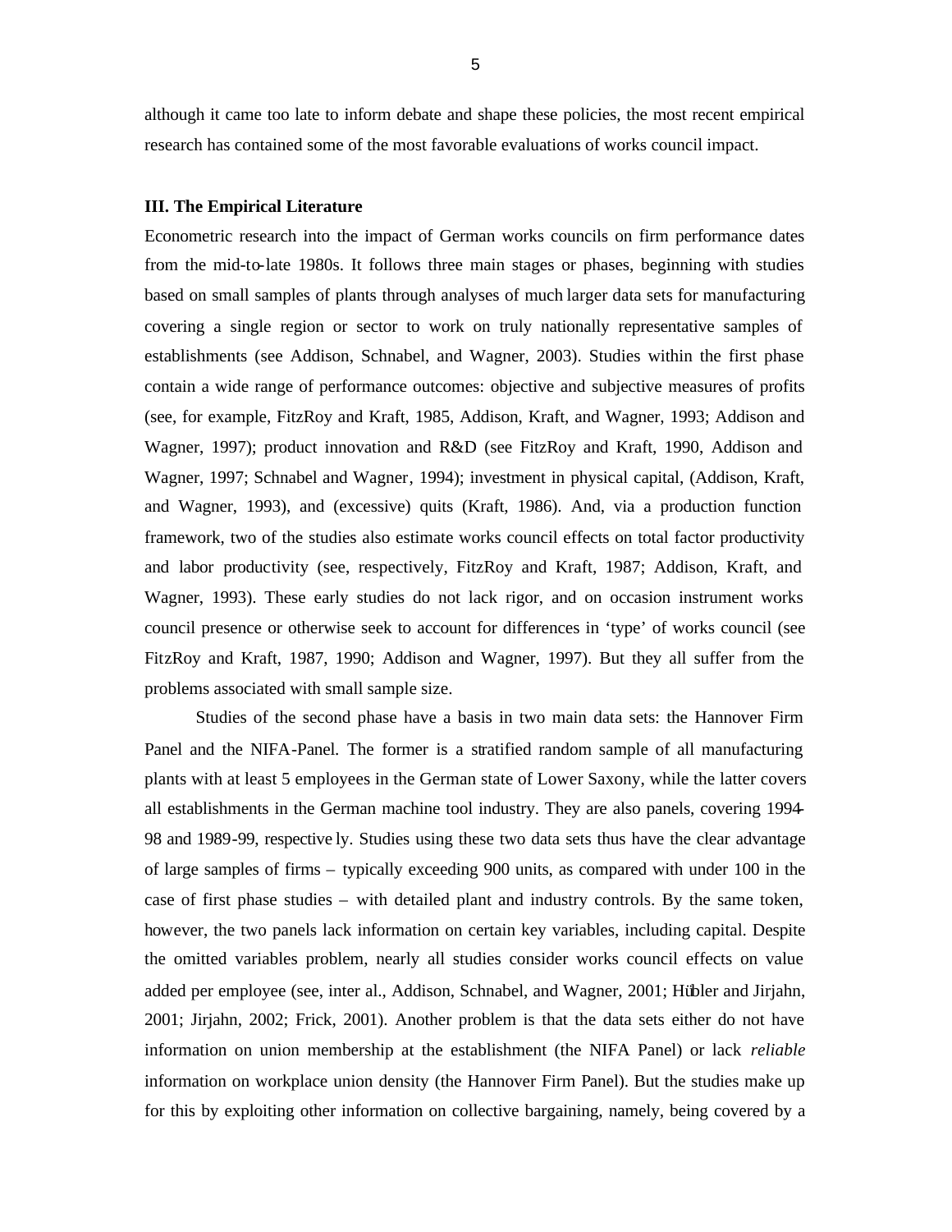although it came too late to inform debate and shape these policies, the most recent empirical research has contained some of the most favorable evaluations of works council impact.

### III. The Empirical Literature

Econometric research into the impact of German works councils on firm performance dates from the mid-to-late 1980s. It follows three main stages or phases, beginning with studies based on small samples of plants through analyses of much larger data sets for manufacturing covering a single region or sector to work on truly nationally representative samples of establishments (see Addison, Schnabel, and Wagner, 2003). Studies within the first phase contain a wide range of performance outcomes: objective and subjective measures of profits (see, for example, FitzRoy and Kraft, 1985, Addison, Kraft, and Wagner, 1993; Addison and Wagner, 1997); product innovation and R&D (see FitzRoy and Kraft, 1990, Addison and Wagner, 1997; Schnabel and Wagner, 1994); investment in physical capital, (Addison, Kraft, and Wagner, 1993), and (excessive) quits (Kraft, 1986). And, via a production function framework, two of the studies also estimate works council effects on total factor productivity and labor productivity (see, respectively, FitzRoy and Kraft, 1987; Addison, Kraft, and Wagner, 1993). These early studies do not lack rigor, and on occasion instrument works council presence or otherwise seek to account for differences in 'type' of works council (see FitzRoy and Kraft, 1987, 1990; Addison and Wagner, 1997). But they all suffer from the problems associated with small sample size.

Studies of the second phase have a basis in two main data sets: the Hannover Firm Panel and the NIFA-Panel. The former is a stratified random sample of all manufacturing plants with at least 5 employees in the German state of Lower Saxony, while the latter covers all establishments in the German machine tool industry. They are also panels, covering 1994-98 and 1989-99, respectively. Studies using these two data sets thus have the clear advantage of large samples of firms – typically exceeding 900 units, as compared with under 100 in the case of first phase studies – with detailed plant and industry controls. By the same token, however, the two panels lack information on certain key variables, including capital. Despite the omitted variables problem, nearly all studies consider works council effects on value added per employee (see, inter al., Addison, Schnabel, and Wagner, 2001; Hübler and Jirjahn, 2001; Jirjahn, 2002; Frick, 2001). Another problem is that the data sets either do not have information on union membership at the establishment (the NIFA Panel) or lack *reliable* information on workplace union density (the Hannover Firm Panel). But the studies make up for this by exploiting other information on collective bargaining, namely, being covered by a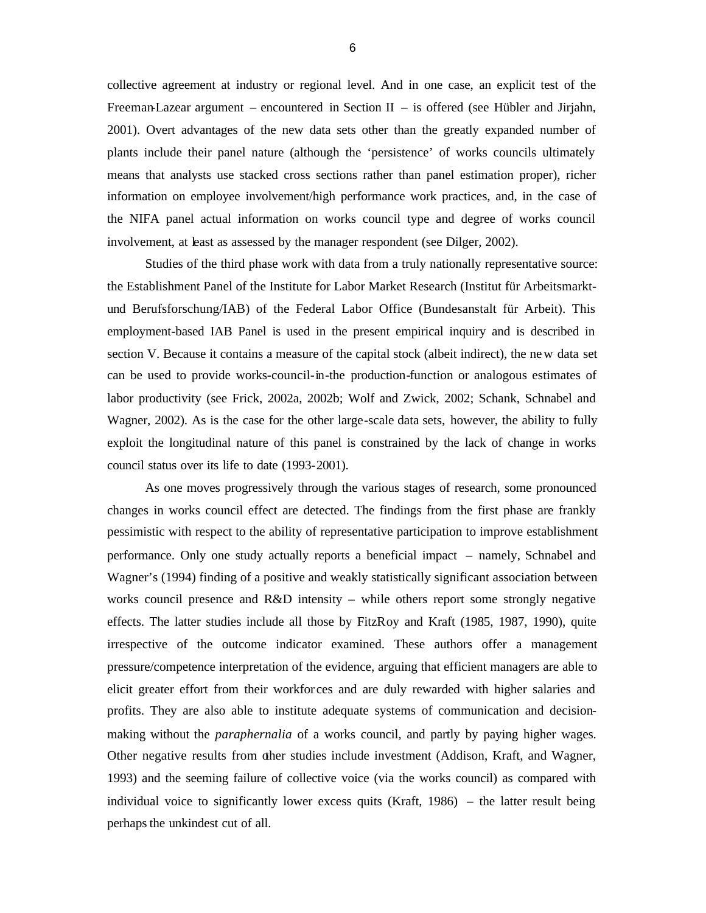collective agreement at industry or regional level. And in one case, an explicit test of the Freeman-Lazear argument – encountered in Section II – is offered (see Hübler and Jirjahn, 2001). Overt advantages of the new data sets other than the greatly expanded number of plants include their panel nature (although the 'persistence' of works councils ultimately means that analysts use stacked cross sections rather than panel estimation proper), richer information on employee involvement/high performance work practices, and, in the case of the NIFA panel actual information on works council type and degree of works council involvement, at least as assessed by the manager respondent (see Dilger, 2002).

Studies of the third phase work with data from a truly nationally representative source: the Establishment Panel of the Institute for Labor Market Research (Institut für Arbeitsmarkt- und Berufsforschung/IAB) of the Federal Labor Office (Bundesanstalt für Arbeit). This employment-based IAB Panel is used in the present empirical inquiry and is described in section V. Because it contains a measure of the capital stock (albeit indirect), the new data set can be used to provide works-council-in-the production-function or analogous estimates of labor productivity (see Frick, 2002a, 2002b; Wolf and Zwick, 2002; Schank, Schnabel and Wagner, 2002). As is the case for the other large-scale data sets, however, the ability to fully exploit the longitudinal nature of this panel is constrained by the lack of change in works council status over its life to date (1993-2001).

As one moves progressively through the various stages of research, some pronounced changes in works council effect are detected. The findings from the first phase are frankly pessimistic with respect to the ability of representative participation to improve establishment performance. Only one study actually reports a beneficial impact – namely, Schnabel and Wagner's (1994) finding of a positive and weakly statistically significant association between works council presence and R&D intensity – while others report some strongly negative effects. The latter studies include all those by FitzRoy and Kraft (1985, 1987, 1990), quite irrespective of the outcome indicator examined. These authors offer a management pressure/competence interpretation of the evidence, arguing that efficient managers are able to elicit greater effort from their workforces and are duly rewarded with higher salaries and profits. They are also able to institute adequate systems of communication and decision-making without the *paraphernalia* of a works council, and partly by paying higher wages. Other negative results from other studies include investment (Addison, Kraft, and Wagner, 1993) and the seeming failure of collective voice (via the works council) as compared with individual voice to significantly lower excess quits (Kraft, 1986) – the latter result being perhaps the unkindest cut of all.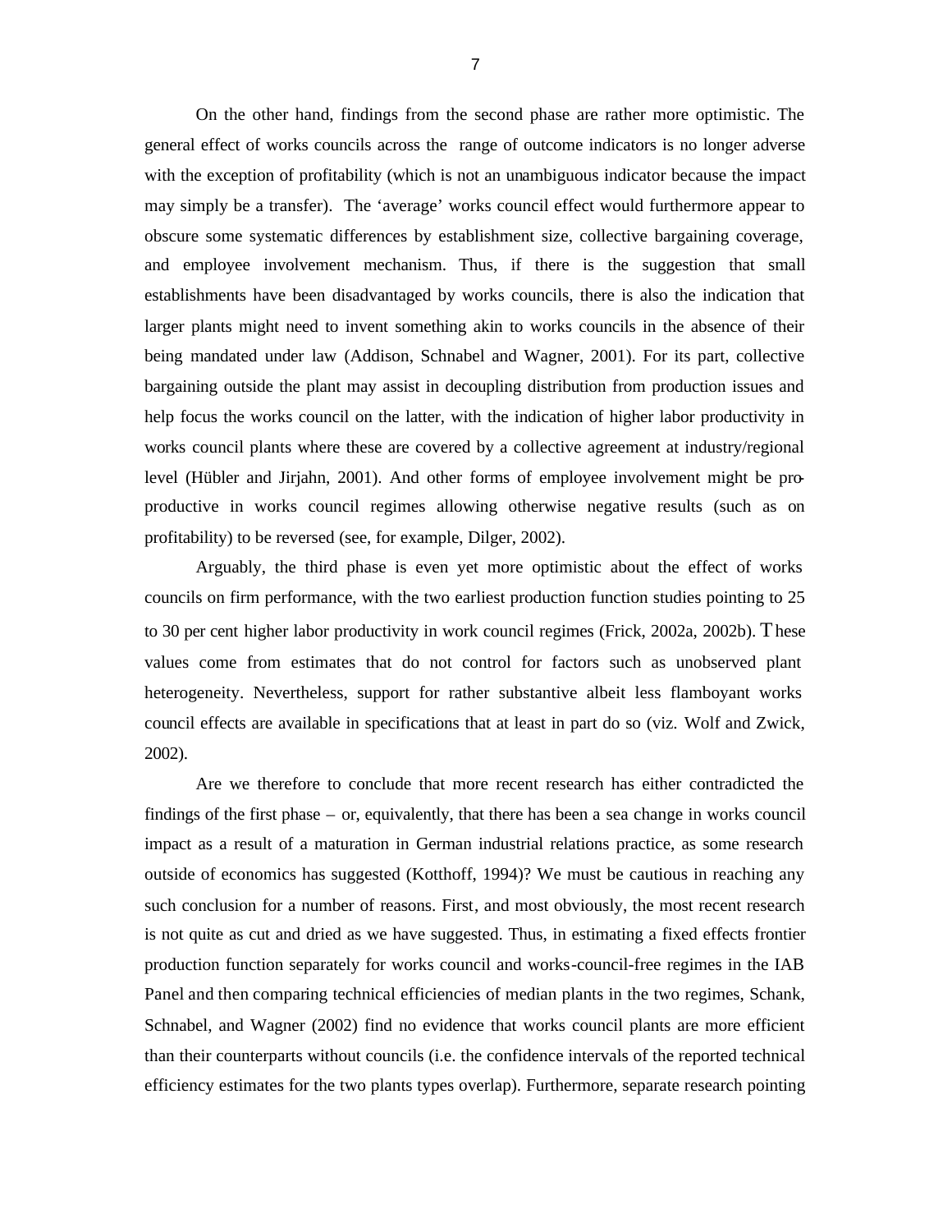On the other hand, findings from the second phase are rather more optimistic. The general effect of works councils across the range of outcome indicators is no longer adverse with the exception of profitability (which is not an unambiguous indicator because the impact may simply be a transfer). The 'average' works council effect would furthermore appear to obscure some systematic differences by establishment size, collective bargaining coverage, and employee involvement mechanism. Thus, if there is the suggestion that small establishments have been disadvantaged by works councils, there is also the indication that larger plants might need to invent something akin to works councils in the absence of their being mandated under law (Addison, Schnabel and Wagner, 2001). For its part, collective bargaining outside the plant may assist in decoupling distribution from production issues and help focus the works council on the latter, with the indication of higher labor productivity in works council plants where these are covered by a collective agreement at industry/regional level (Hübler and Jirjahn, 2001). And other forms of employee involvement might be pro-productive in works council regimes allowing otherwise negative results (such as on profitability) to be reversed (see, for example, Dilger, 2002).

Arguably, the third phase is even yet more optimistic about the effect of works councils on firm performance, with the two earliest production function studies pointing to 25 to 30 per cent higher labor productivity in work council regimes (Frick, 2002a, 2002b). These values come from estimates that do not control for factors such as unobserved plant heterogeneity. Nevertheless, support for rather substantive albeit less flamboyant works council effects are available in specifications that at least in part do so (viz. Wolf and Zwick, 2002).

Are we therefore to conclude that more recent research has either contradicted the findings of the first phase – or, equivalently, that there has been a sea change in works council impact as a result of a maturation in German industrial relations practice, as some research outside of economics has suggested (Kotthoff, 1994)? We must be cautious in reaching any such conclusion for a number of reasons. First, and most obviously, the most recent research is not quite as cut and dried as we have suggested. Thus, in estimating a fixed effects frontier production function separately for works council and works-council-free regimes in the IAB Panel and then comparing technical efficiencies of median plants in the two regimes, Schank, Schnabel, and Wagner (2002) find no evidence that works council plants are more efficient than their counterparts without councils (i.e. the confidence intervals of the reported technical efficiency estimates for the two plants types overlap). Furthermore, separate research pointing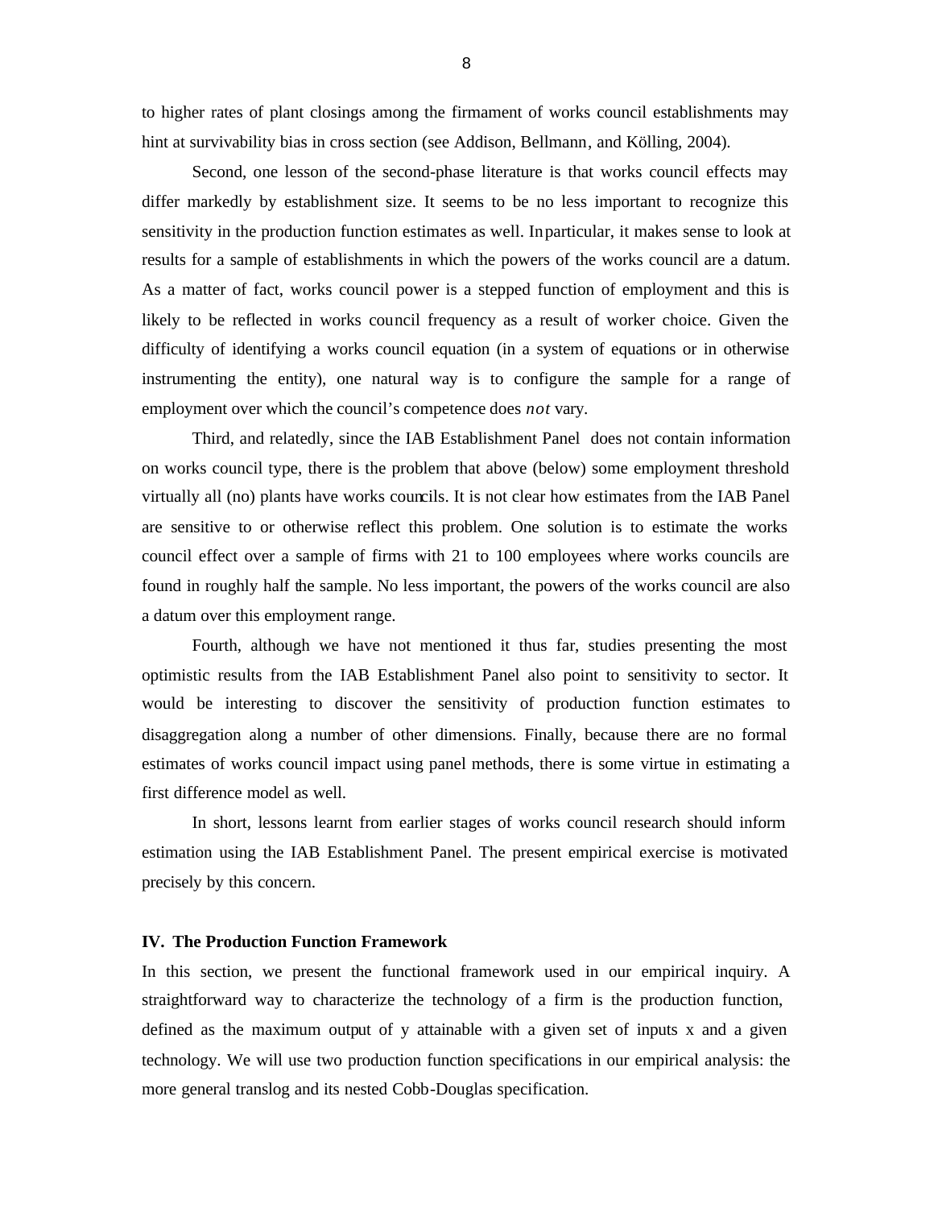to higher rates of plant closings among the firmament of works council establishments may hint at survivability bias in cross section (see Addison, Bellmann, and Kölling, 2004).

Second, one lesson of the second-phase literature is that works council effects may differ markedly by establishment size. It seems to be no less important to recognize this sensitivity in the production function estimates as well. In particular, it makes sense to look at results for a sample of establishments in which the powers of the works council are a datum. As a matter of fact, works council power is a stepped function of employment and this is likely to be reflected in works council frequency as a result of worker choice. Given the difficulty of identifying a works council equation (in a system of equations or in otherwise instrumenting the entity), one natural way is to configure the sample for a range of employment over which the council's competence does *not* vary.

Third, and relatedly, since the IAB Establishment Panel does not contain information on works council type, there is the problem that above (below) some employment threshold virtually all (no) plants have works councils. It is not clear how estimates from the IAB Panel are sensitive to or otherwise reflect this problem. One solution is to estimate the works council effect over a sample of firms with 21 to 100 employees where works councils are found in roughly half the sample. No less important, the powers of the works council are also a datum over this employment range.

Fourth, although we have not mentioned it thus far, studies presenting the most optimistic results from the IAB Establishment Panel also point to sensitivity to sector. It would be interesting to discover the sensitivity of production function estimates to disaggregation along a number of other dimensions. Finally, because there are no formal estimates of works council impact using panel methods, there is some virtue in estimating a first difference model as well.

In short, lessons learnt from earlier stages of works council research should inform estimation using the IAB Establishment Panel. The present empirical exercise is motivated precisely by this concern.

## IV. The Production Function Framework

In this section, we present the functional framework used in our empirical inquiry. A straightforward way to characterize the technology of a firm is the production function, defined as the maximum output of y attainable with a given set of inputs x and a given technology. We will use two production function specifications in our empirical analysis: the more general translog and its nested Cobb-Douglas specification.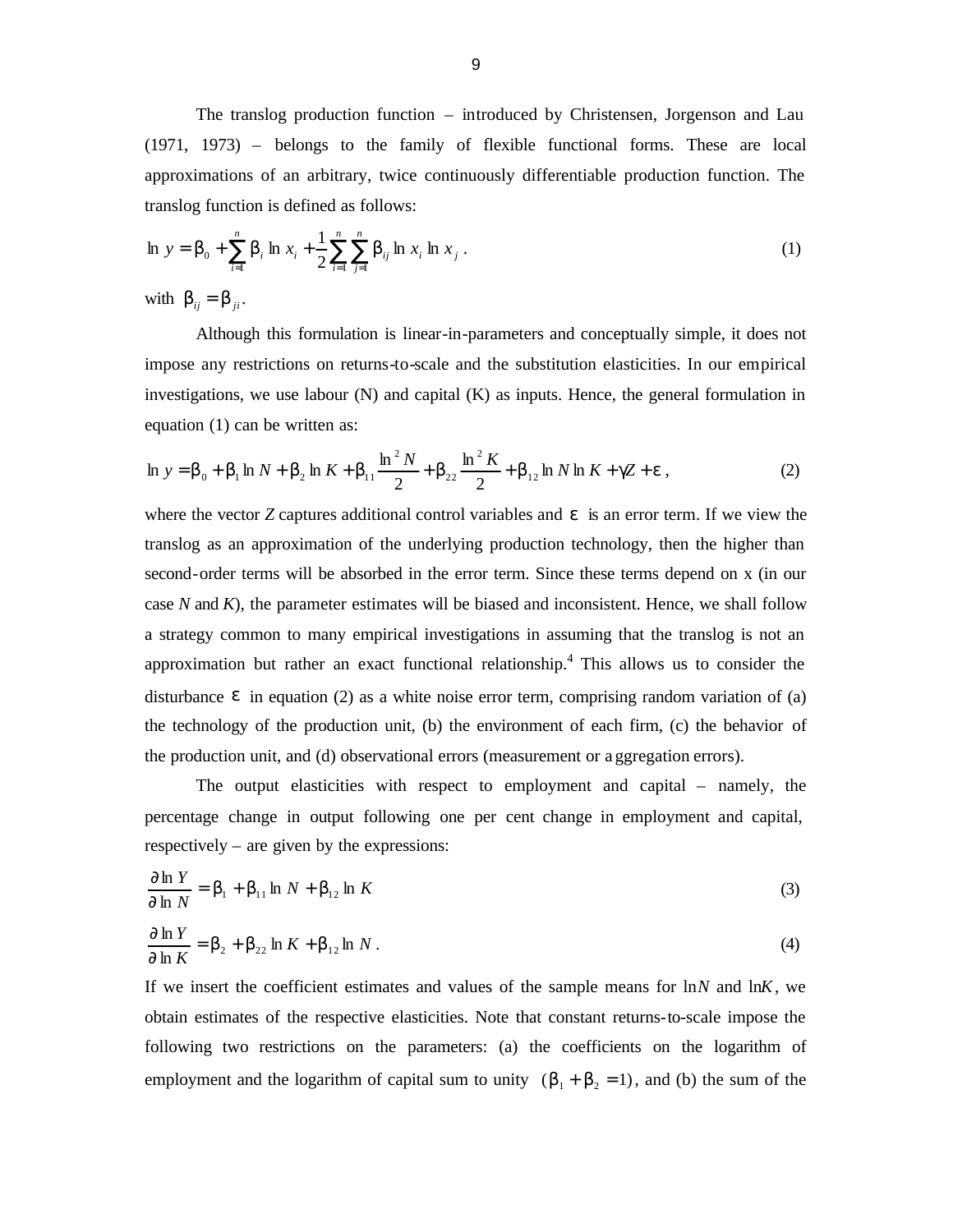The translog production function – introduced by Christensen, Jorgenson and Lau (1971, 1973) – belongs to the family of flexible functional forms. These are local approximations of an arbitrary, twice continuously differentiable production function. The translog function is defined as follows:

$$\ln y = \beta_0 + \sum_{i=1}^{n} \beta_i \ln x_i + \frac{1}{2}\sum_{i=1}^{n}\sum_{j=1}^{n} \beta_{ij} \ln x_i \ln x_j \,. \tag{1}$$

with $\beta_{ij} = \beta_{ji}$.

Although this formulation is linear-in-parameters and conceptually simple, it does not impose any restrictions on returns-to-scale and the substitution elasticities. In our empirical investigations, we use labour (N) and capital (K) as inputs. Hence, the general formulation in equation (1) can be written as:

$$\ln y = \beta_0 + \beta_1 \ln N + \beta_2 \ln K + \beta_{11}\frac{\ln^2 N}{2} + \beta_{22}\frac{\ln^2 K}{2} + \beta_{12} \ln N \ln K + \gamma Z + \varepsilon \,, \tag{2}$$

where the vector $Z$ captures additional control variables and $\varepsilon$ is an error term. If we view the translog as an approximation of the underlying production technology, then the higher than second-order terms will be absorbed in the error term. Since these terms depend on x (in our case $N$ and $K$), the parameter estimates will be biased and inconsistent. Hence, we shall follow a strategy common to many empirical investigations in assuming that the translog is not an approximation but rather an exact functional relationship.[4] This allows us to consider the disturbance $\varepsilon$ in equation (2) as a white noise error term, comprising random variation of (a) the technology of the production unit, (b) the environment of each firm, (c) the behavior of the production unit, and (d) observational errors (measurement or aggregation errors).

The output elasticities with respect to employment and capital – namely, the percentage change in output following one per cent change in employment and capital, respectively – are given by the expressions:

$$\frac{\partial \ln Y}{\partial \ln N} = \beta_1 + \beta_{11} \ln N + \beta_{12} \ln K \tag{3}$$

$$\frac{\partial \ln Y}{\partial \ln K} = \beta_2 + \beta_{22} \ln K + \beta_{12} \ln N \,. \tag{4}$$

If we insert the coefficient estimates and values of the sample means for $\ln N$ and $\ln K$, we obtain estimates of the respective elasticities. Note that constant returns-to-scale impose the following two restrictions on the parameters: (a) the coefficients on the logarithm of employment and the logarithm of capital sum to unity $(\beta_1 + \beta_2 = 1)$, and (b) the sum of the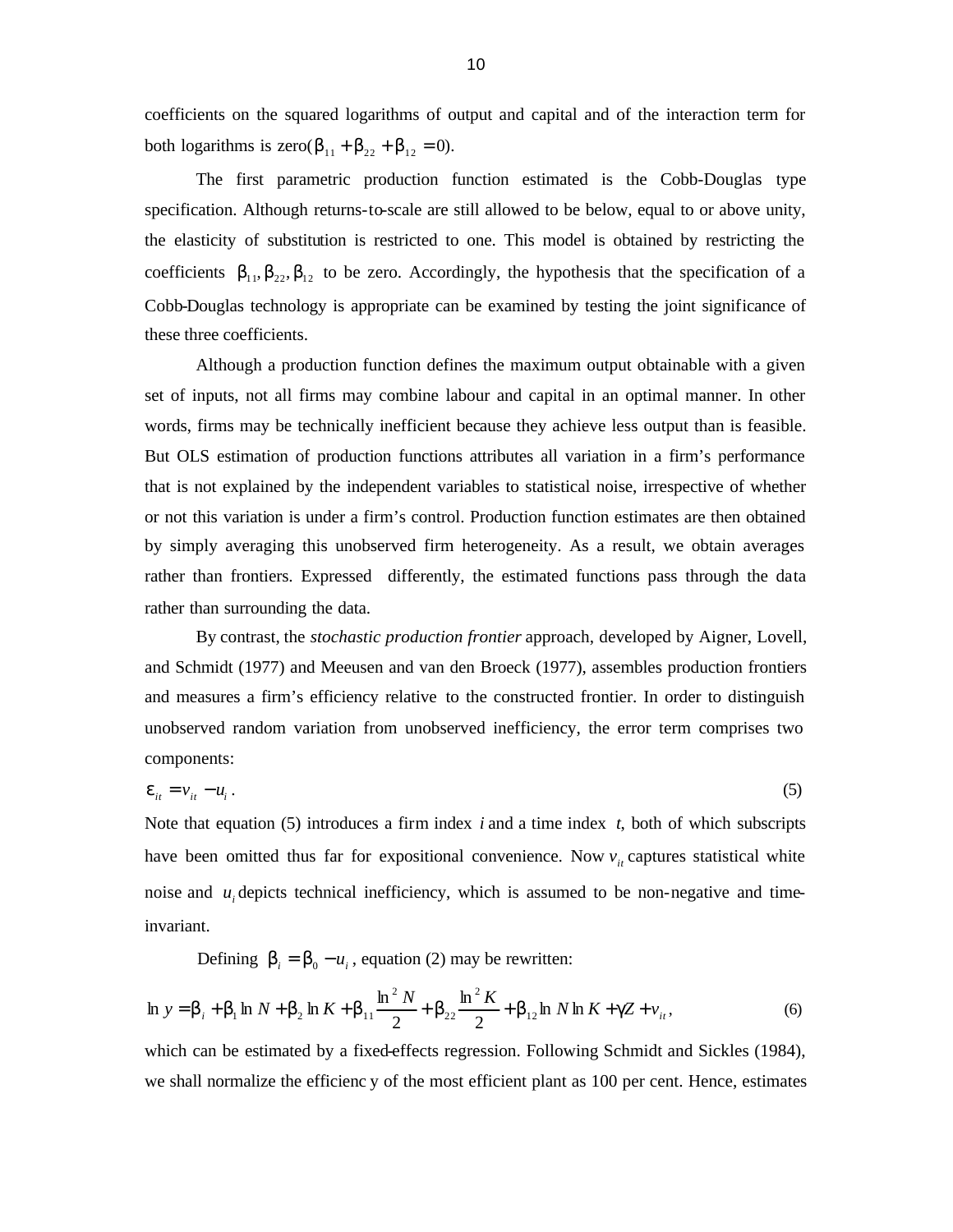coefficients on the squared logarithms of output and capital and of the interaction term for both logarithms is zero($\beta_{11} + \beta_{22} + \beta_{12} = 0$).

The first parametric production function estimated is the Cobb-Douglas type specification. Although returns-to-scale are still allowed to be below, equal to or above unity, the elasticity of substitution is restricted to one. This model is obtained by restricting the coefficients $\beta_{11}, \beta_{22}, \beta_{12}$ to be zero. Accordingly, the hypothesis that the specification of a Cobb-Douglas technology is appropriate can be examined by testing the joint significance of these three coefficients.

Although a production function defines the maximum output obtainable with a given set of inputs, not all firms may combine labour and capital in an optimal manner. In other words, firms may be technically inefficient because they achieve less output than is feasible. But OLS estimation of production functions attributes all variation in a firm's performance that is not explained by the independent variables to statistical noise, irrespective of whether or not this variation is under a firm's control. Production function estimates are then obtained by simply averaging this unobserved firm heterogeneity. As a result, we obtain averages rather than frontiers. Expressed differently, the estimated functions pass through the data rather than surrounding the data.

By contrast, the *stochastic production frontier* approach, developed by Aigner, Lovell, and Schmidt (1977) and Meeusen and van den Broeck (1977), assembles production frontiers and measures a firm's efficiency relative to the constructed frontier. In order to distinguish unobserved random variation from unobserved inefficiency, the error term comprises two components:

$$\varepsilon_{it} = v_{it} - u_i \, . \tag{5}$$

Note that equation (5) introduces a firm index $i$ and a time index $t$, both of which subscripts have been omitted thus far for expositional convenience. Now $v_{it}$ captures statistical white noise and $u_i$ depicts technical inefficiency, which is assumed to be non-negative and time-invariant.

Defining $\beta_i = \beta_0 - u_i$, equation (2) may be rewritten:

$$\ln y = \beta_i + \beta_1 \ln N + \beta_2 \ln K + \beta_{11} \frac{\ln^2 N}{2} + \beta_{22} \frac{\ln^2 K}{2} + \beta_{12} \ln N \ln K + \gamma Z + v_{it} \, , \tag{6}$$

which can be estimated by a fixed-effects regression. Following Schmidt and Sickles (1984), we shall normalize the efficiency of the most efficient plant as 100 per cent. Hence, estimates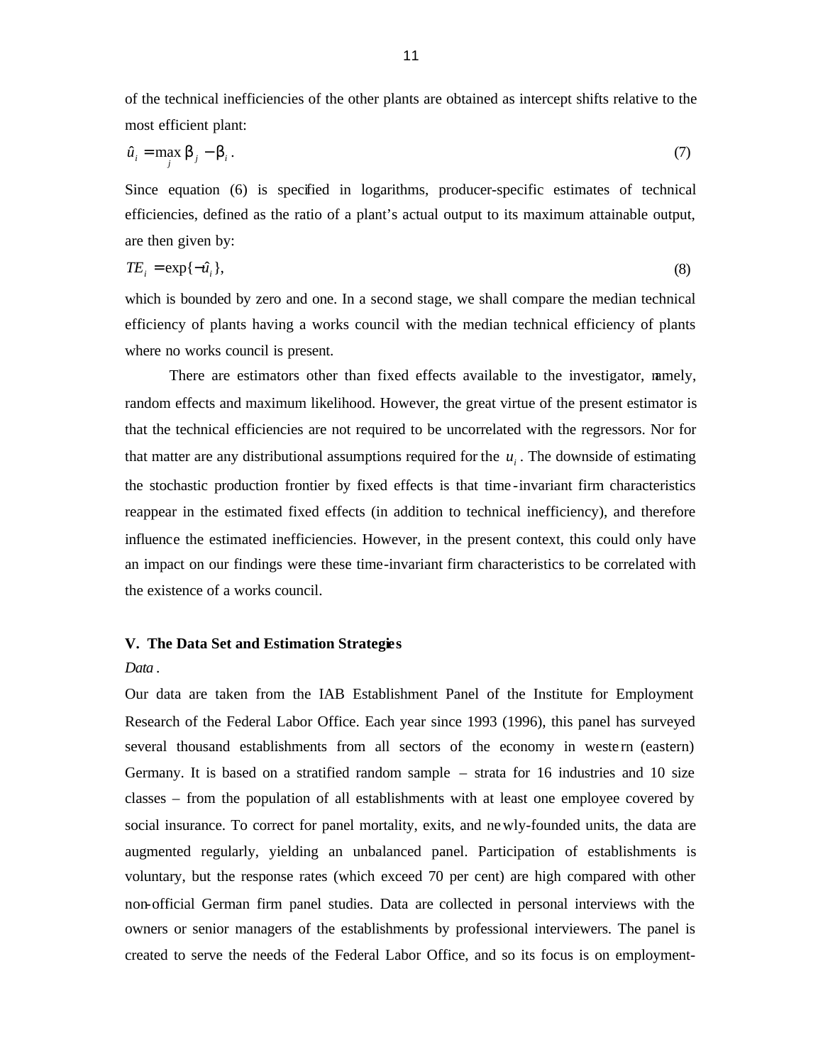of the technical inefficiencies of the other plants are obtained as intercept shifts relative to the most efficient plant:

$$\hat{u}_i = \max_j \beta_j - \beta_i . \tag{7}$$

Since equation (6) is specified in logarithms, producer-specific estimates of technical efficiencies, defined as the ratio of a plant's actual output to its maximum attainable output, are then given by:

$$TE_i = \exp\{-\hat{u}_i\}, \tag{8}$$

which is bounded by zero and one. In a second stage, we shall compare the median technical efficiency of plants having a works council with the median technical efficiency of plants where no works council is present.

There are estimators other than fixed effects available to the investigator, namely, random effects and maximum likelihood. However, the great virtue of the present estimator is that the technical efficiencies are not required to be uncorrelated with the regressors. Nor for that matter are any distributional assumptions required for the $u_i$. The downside of estimating the stochastic production frontier by fixed effects is that time-invariant firm characteristics reappear in the estimated fixed effects (in addition to technical inefficiency), and therefore influence the estimated inefficiencies. However, in the present context, this could only have an impact on our findings were these time-invariant firm characteristics to be correlated with the existence of a works council.

## V. The Data Set and Estimation Strategies

*Data*.

Our data are taken from the IAB Establishment Panel of the Institute for Employment Research of the Federal Labor Office. Each year since 1993 (1996), this panel has surveyed several thousand establishments from all sectors of the economy in western (eastern) Germany. It is based on a stratified random sample – strata for 16 industries and 10 size classes – from the population of all establishments with at least one employee covered by social insurance. To correct for panel mortality, exits, and newly-founded units, the data are augmented regularly, yielding an unbalanced panel. Participation of establishments is voluntary, but the response rates (which exceed 70 per cent) are high compared with other non-official German firm panel studies. Data are collected in personal interviews with the owners or senior managers of the establishments by professional interviewers. The panel is created to serve the needs of the Federal Labor Office, and so its focus is on employment-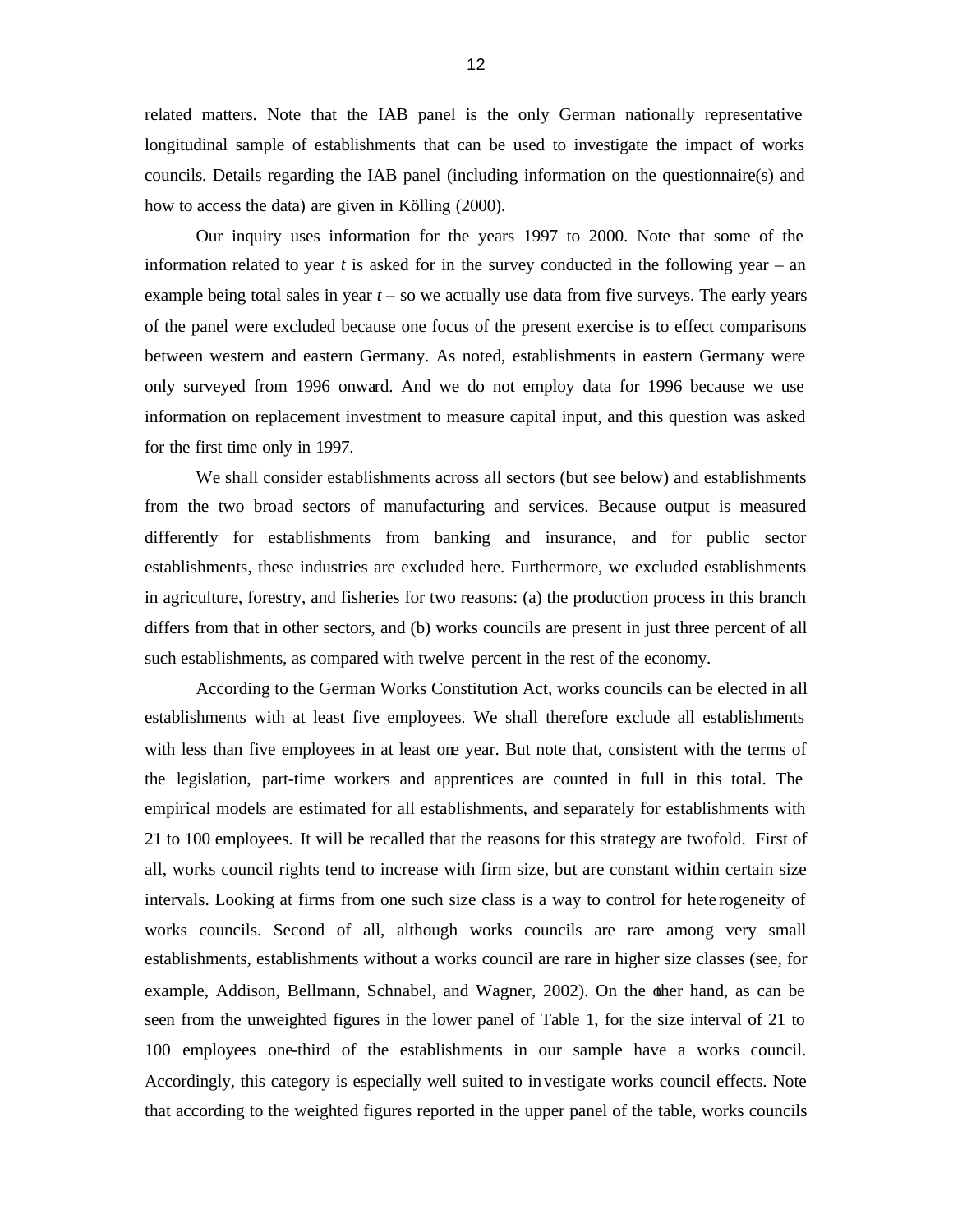related matters. Note that the IAB panel is the only German nationally representative longitudinal sample of establishments that can be used to investigate the impact of works councils. Details regarding the IAB panel (including information on the questionnaire(s) and how to access the data) are given in Kölling (2000).

Our inquiry uses information for the years 1997 to 2000. Note that some of the information related to year *t* is asked for in the survey conducted in the following year – an example being total sales in year *t* – so we actually use data from five surveys. The early years of the panel were excluded because one focus of the present exercise is to effect comparisons between western and eastern Germany. As noted, establishments in eastern Germany were only surveyed from 1996 onward. And we do not employ data for 1996 because we use information on replacement investment to measure capital input, and this question was asked for the first time only in 1997.

We shall consider establishments across all sectors (but see below) and establishments from the two broad sectors of manufacturing and services. Because output is measured differently for establishments from banking and insurance, and for public sector establishments, these industries are excluded here. Furthermore, we excluded establishments in agriculture, forestry, and fisheries for two reasons: (a) the production process in this branch differs from that in other sectors, and (b) works councils are present in just three percent of all such establishments, as compared with twelve percent in the rest of the economy.

According to the German Works Constitution Act, works councils can be elected in all establishments with at least five employees. We shall therefore exclude all establishments with less than five employees in at least one year. But note that, consistent with the terms of the legislation, part-time workers and apprentices are counted in full in this total. The empirical models are estimated for all establishments, and separately for establishments with 21 to 100 employees. It will be recalled that the reasons for this strategy are twofold. First of all, works council rights tend to increase with firm size, but are constant within certain size intervals. Looking at firms from one such size class is a way to control for heterogeneity of works councils. Second of all, although works councils are rare among very small establishments, establishments without a works council are rare in higher size classes (see, for example, Addison, Bellmann, Schnabel, and Wagner, 2002). On the other hand, as can be seen from the unweighted figures in the lower panel of Table 1, for the size interval of 21 to 100 employees one-third of the establishments in our sample have a works council. Accordingly, this category is especially well suited to investigate works council effects. Note that according to the weighted figures reported in the upper panel of the table, works councils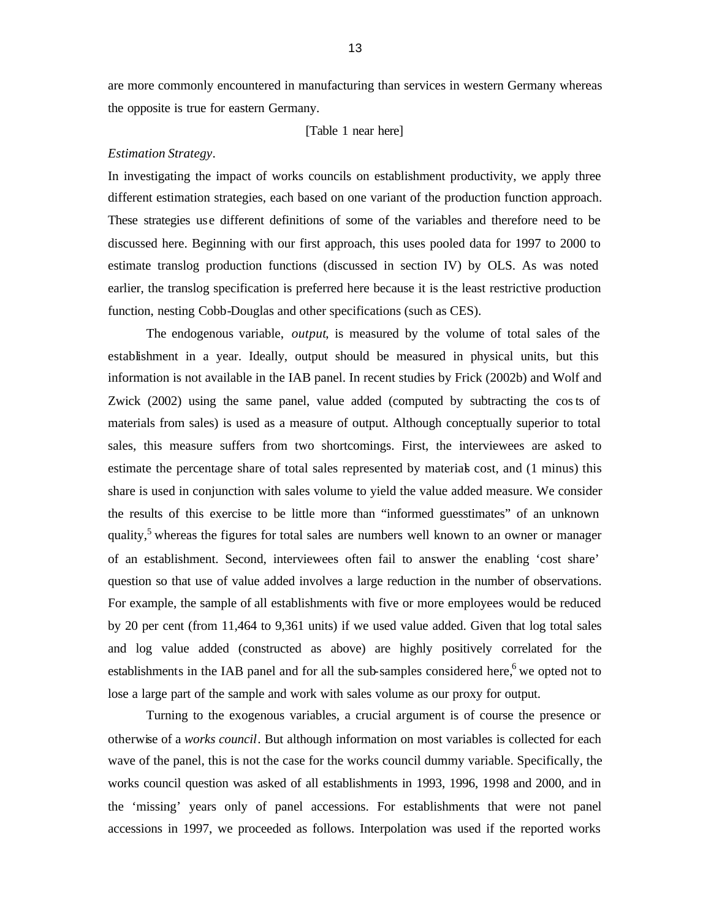are more commonly encountered in manufacturing than services in western Germany whereas the opposite is true for eastern Germany.

[Table 1 near here]

*Estimation Strategy*.

In investigating the impact of works councils on establishment productivity, we apply three different estimation strategies, each based on one variant of the production function approach. These strategies use different definitions of some of the variables and therefore need to be discussed here. Beginning with our first approach, this uses pooled data for 1997 to 2000 to estimate translog production functions (discussed in section IV) by OLS. As was noted earlier, the translog specification is preferred here because it is the least restrictive production function, nesting Cobb-Douglas and other specifications (such as CES).

The endogenous variable, *output*, is measured by the volume of total sales of the establishment in a year. Ideally, output should be measured in physical units, but this information is not available in the IAB panel. In recent studies by Frick (2002b) and Wolf and Zwick (2002) using the same panel, value added (computed by subtracting the costs of materials from sales) is used as a measure of output. Although conceptually superior to total sales, this measure suffers from two shortcomings. First, the interviewees are asked to estimate the percentage share of total sales represented by materials cost, and (1 minus) this share is used in conjunction with sales volume to yield the value added measure. We consider the results of this exercise to be little more than "informed guesstimates" of an unknown quality,[5] whereas the figures for total sales are numbers well known to an owner or manager of an establishment. Second, interviewees often fail to answer the enabling 'cost share' question so that use of value added involves a large reduction in the number of observations. For example, the sample of all establishments with five or more employees would be reduced by 20 per cent (from 11,464 to 9,361 units) if we used value added. Given that log total sales and log value added (constructed as above) are highly positively correlated for the establishments in the IAB panel and for all the sub-samples considered here,[6] we opted not to lose a large part of the sample and work with sales volume as our proxy for output.

Turning to the exogenous variables, a crucial argument is of course the presence or otherwise of a *works council*. But although information on most variables is collected for each wave of the panel, this is not the case for the works council dummy variable. Specifically, the works council question was asked of all establishments in 1993, 1996, 1998 and 2000, and in the 'missing' years only of panel accessions. For establishments that were not panel accessions in 1997, we proceeded as follows. Interpolation was used if the reported works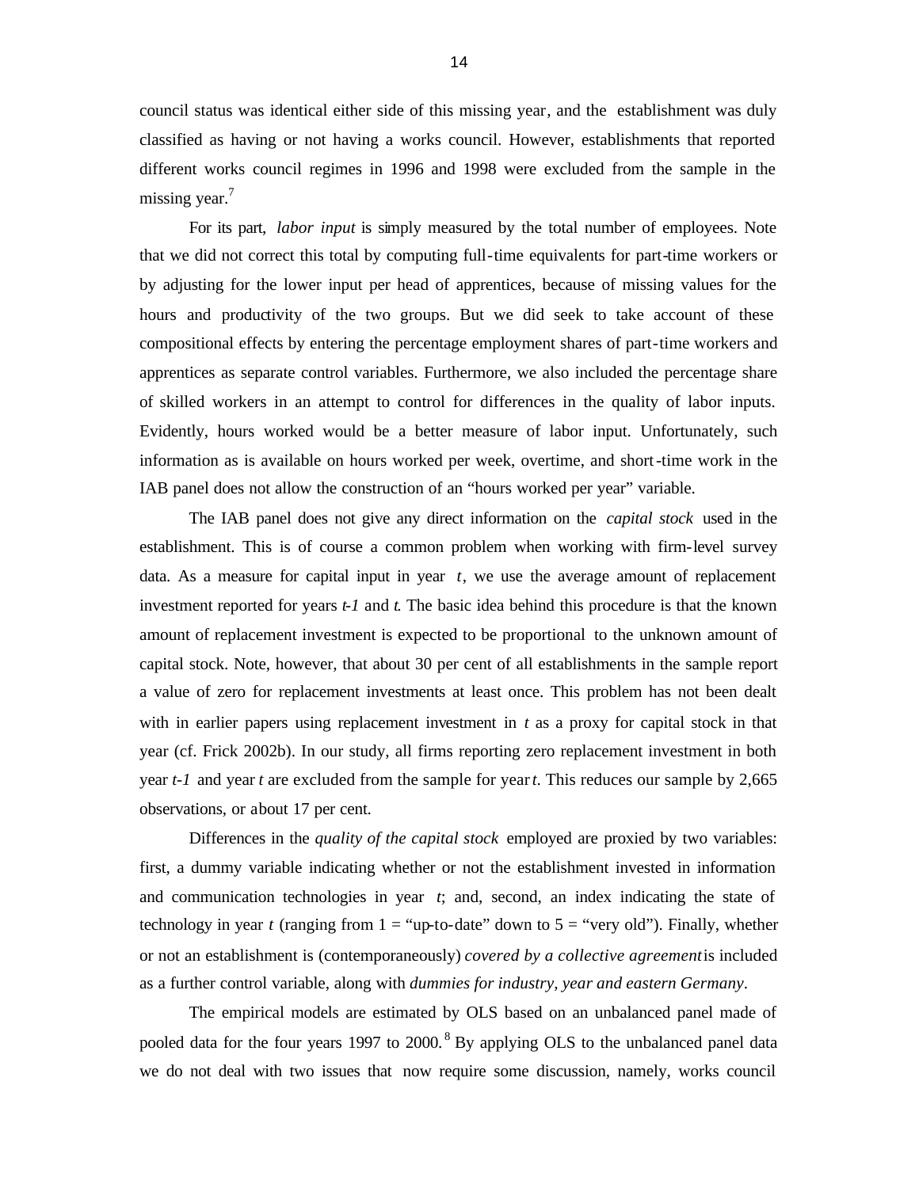council status was identical either side of this missing year, and the establishment was duly classified as having or not having a works council. However, establishments that reported different works council regimes in 1996 and 1998 were excluded from the sample in the missing year.[7]

For its part, *labor input* is simply measured by the total number of employees. Note that we did not correct this total by computing full-time equivalents for part-time workers or by adjusting for the lower input per head of apprentices, because of missing values for the hours and productivity of the two groups. But we did seek to take account of these compositional effects by entering the percentage employment shares of part-time workers and apprentices as separate control variables. Furthermore, we also included the percentage share of skilled workers in an attempt to control for differences in the quality of labor inputs. Evidently, hours worked would be a better measure of labor input. Unfortunately, such information as is available on hours worked per week, overtime, and short-time work in the IAB panel does not allow the construction of an "hours worked per year" variable.

The IAB panel does not give any direct information on the *capital stock* used in the establishment. This is of course a common problem when working with firm-level survey data. As a measure for capital input in year *t*, we use the average amount of replacement investment reported for years *t-1* and *t*. The basic idea behind this procedure is that the known amount of replacement investment is expected to be proportional to the unknown amount of capital stock. Note, however, that about 30 per cent of all establishments in the sample report a value of zero for replacement investments at least once. This problem has not been dealt with in earlier papers using replacement investment in *t* as a proxy for capital stock in that year (cf. Frick 2002b). In our study, all firms reporting zero replacement investment in both year *t-1* and year *t* are excluded from the sample for year *t*. This reduces our sample by 2,665 observations, or about 17 per cent.

Differences in the *quality of the capital stock* employed are proxied by two variables: first, a dummy variable indicating whether or not the establishment invested in information and communication technologies in year *t*; and, second, an index indicating the state of technology in year *t* (ranging from 1 = "up-to-date" down to 5 = "very old"). Finally, whether or not an establishment is (contemporaneously) *covered by a collective agreement* is included as a further control variable, along with *dummies for industry, year and eastern Germany*.

The empirical models are estimated by OLS based on an unbalanced panel made of pooled data for the four years 1997 to 2000.[8] By applying OLS to the unbalanced panel data we do not deal with two issues that now require some discussion, namely, works council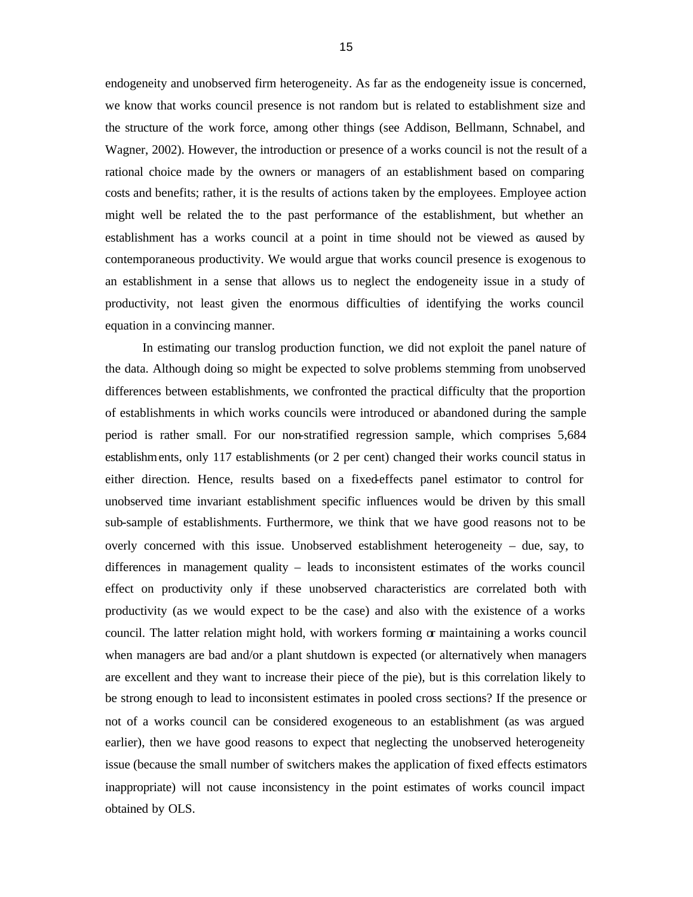endogeneity and unobserved firm heterogeneity. As far as the endogeneity issue is concerned, we know that works council presence is not random but is related to establishment size and the structure of the work force, among other things (see Addison, Bellmann, Schnabel, and Wagner, 2002). However, the introduction or presence of a works council is not the result of a rational choice made by the owners or managers of an establishment based on comparing costs and benefits; rather, it is the results of actions taken by the employees. Employee action might well be related the to the past performance of the establishment, but whether an establishment has a works council at a point in time should not be viewed as caused by contemporaneous productivity. We would argue that works council presence is exogenous to an establishment in a sense that allows us to neglect the endogeneity issue in a study of productivity, not least given the enormous difficulties of identifying the works council equation in a convincing manner.

In estimating our translog production function, we did not exploit the panel nature of the data. Although doing so might be expected to solve problems stemming from unobserved differences between establishments, we confronted the practical difficulty that the proportion of establishments in which works councils were introduced or abandoned during the sample period is rather small. For our non-stratified regression sample, which comprises 5,684 establishments, only 117 establishments (or 2 per cent) changed their works council status in either direction. Hence, results based on a fixed-effects panel estimator to control for unobserved time invariant establishment specific influences would be driven by this small sub-sample of establishments. Furthermore, we think that we have good reasons not to be overly concerned with this issue. Unobserved establishment heterogeneity – due, say, to differences in management quality – leads to inconsistent estimates of the works council effect on productivity only if these unobserved characteristics are correlated both with productivity (as we would expect to be the case) and also with the existence of a works council. The latter relation might hold, with workers forming or maintaining a works council when managers are bad and/or a plant shutdown is expected (or alternatively when managers are excellent and they want to increase their piece of the pie), but is this correlation likely to be strong enough to lead to inconsistent estimates in pooled cross sections? If the presence or not of a works council can be considered exogeneous to an establishment (as was argued earlier), then we have good reasons to expect that neglecting the unobserved heterogeneity issue (because the small number of switchers makes the application of fixed effects estimators inappropriate) will not cause inconsistency in the point estimates of works council impact obtained by OLS.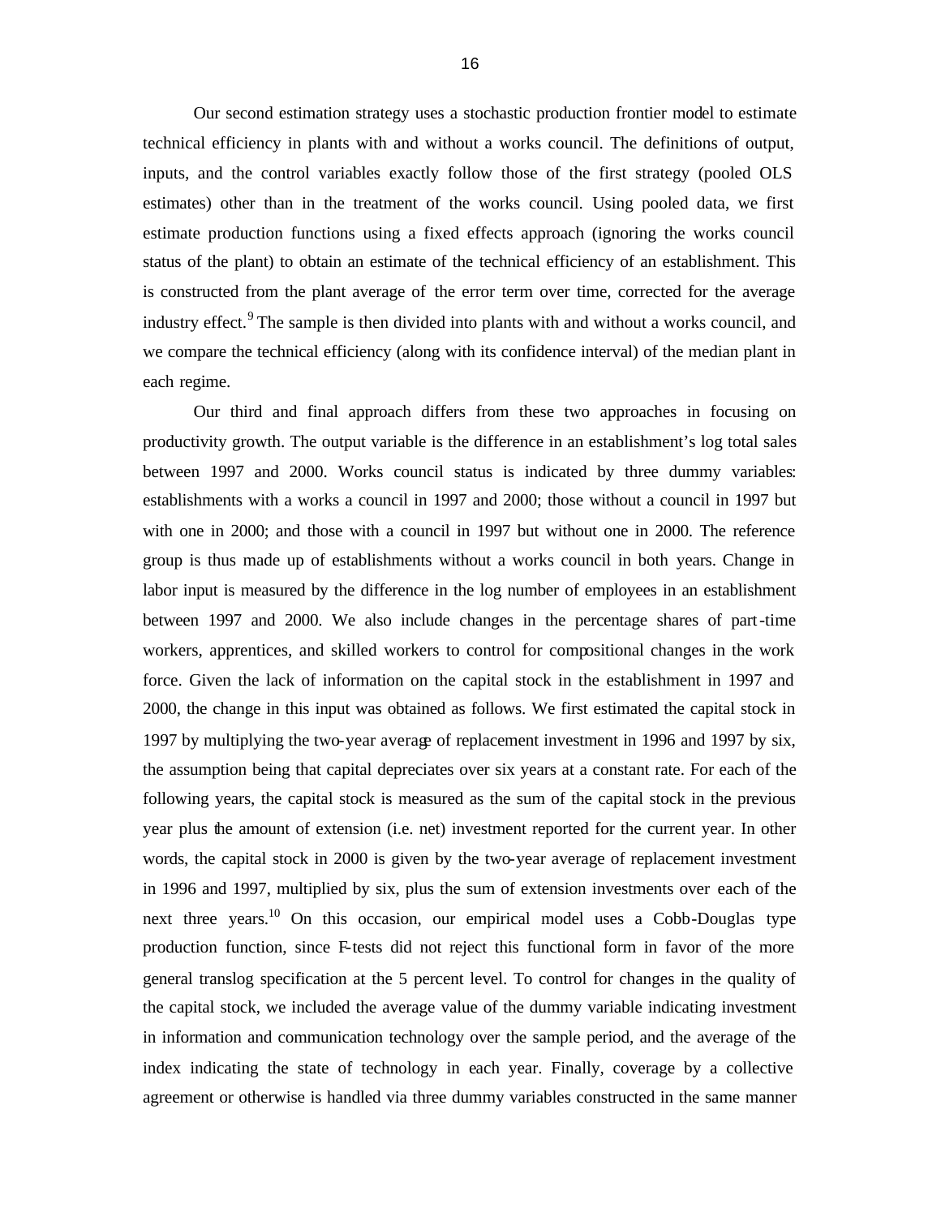Our second estimation strategy uses a stochastic production frontier model to estimate technical efficiency in plants with and without a works council. The definitions of output, inputs, and the control variables exactly follow those of the first strategy (pooled OLS estimates) other than in the treatment of the works council. Using pooled data, we first estimate production functions using a fixed effects approach (ignoring the works council status of the plant) to obtain an estimate of the technical efficiency of an establishment. This is constructed from the plant average of the error term over time, corrected for the average industry effect.[9] The sample is then divided into plants with and without a works council, and we compare the technical efficiency (along with its confidence interval) of the median plant in each regime.

Our third and final approach differs from these two approaches in focusing on productivity growth. The output variable is the difference in an establishment's log total sales between 1997 and 2000. Works council status is indicated by three dummy variables: establishments with a works a council in 1997 and 2000; those without a council in 1997 but with one in 2000; and those with a council in 1997 but without one in 2000. The reference group is thus made up of establishments without a works council in both years. Change in labor input is measured by the difference in the log number of employees in an establishment between 1997 and 2000. We also include changes in the percentage shares of part-time workers, apprentices, and skilled workers to control for compositional changes in the work force. Given the lack of information on the capital stock in the establishment in 1997 and 2000, the change in this input was obtained as follows. We first estimated the capital stock in 1997 by multiplying the two-year average of replacement investment in 1996 and 1997 by six, the assumption being that capital depreciates over six years at a constant rate. For each of the following years, the capital stock is measured as the sum of the capital stock in the previous year plus the amount of extension (i.e. net) investment reported for the current year. In other words, the capital stock in 2000 is given by the two-year average of replacement investment in 1996 and 1997, multiplied by six, plus the sum of extension investments over each of the next three years.[10] On this occasion, our empirical model uses a Cobb-Douglas type production function, since F-tests did not reject this functional form in favor of the more general translog specification at the 5 percent level. To control for changes in the quality of the capital stock, we included the average value of the dummy variable indicating investment in information and communication technology over the sample period, and the average of the index indicating the state of technology in each year. Finally, coverage by a collective agreement or otherwise is handled via three dummy variables constructed in the same manner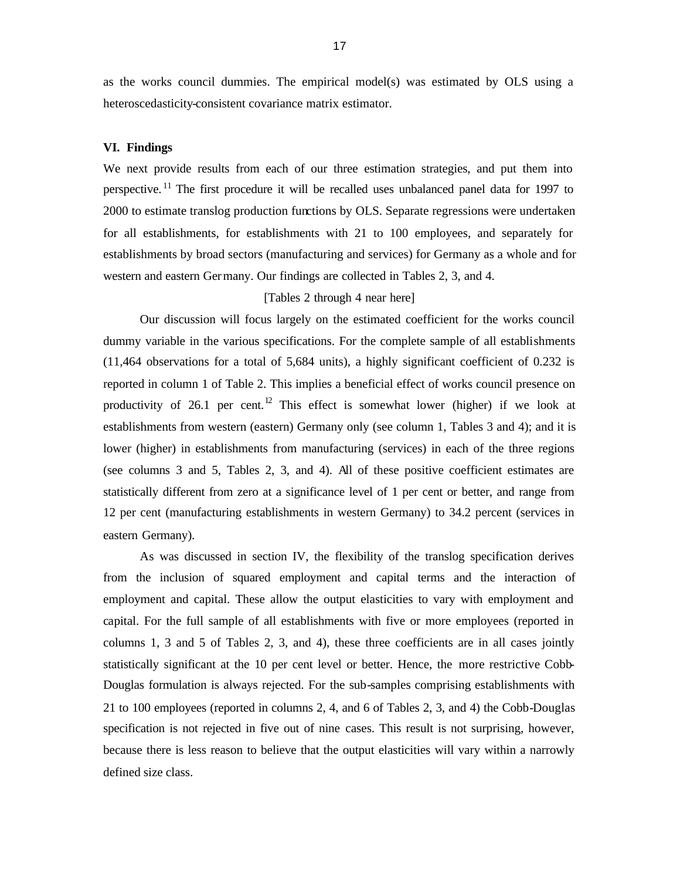as the works council dummies. The empirical model(s) was estimated by OLS using a heteroscedasticity-consistent covariance matrix estimator.

## VI. Findings

We next provide results from each of our three estimation strategies, and put them into perspective.[11] The first procedure it will be recalled uses unbalanced panel data for 1997 to 2000 to estimate translog production functions by OLS. Separate regressions were undertaken for all establishments, for establishments with 21 to 100 employees, and separately for establishments by broad sectors (manufacturing and services) for Germany as a whole and for western and eastern Germany. Our findings are collected in Tables 2, 3, and 4.

[Tables 2 through 4 near here]

Our discussion will focus largely on the estimated coefficient for the works council dummy variable in the various specifications. For the complete sample of all establishments (11,464 observations for a total of 5,684 units), a highly significant coefficient of 0.232 is reported in column 1 of Table 2. This implies a beneficial effect of works council presence on productivity of 26.1 per cent.[12] This effect is somewhat lower (higher) if we look at establishments from western (eastern) Germany only (see column 1, Tables 3 and 4); and it is lower (higher) in establishments from manufacturing (services) in each of the three regions (see columns 3 and 5, Tables 2, 3, and 4). All of these positive coefficient estimates are statistically different from zero at a significance level of 1 per cent or better, and range from 12 per cent (manufacturing establishments in western Germany) to 34.2 percent (services in eastern Germany).

As was discussed in section IV, the flexibility of the translog specification derives from the inclusion of squared employment and capital terms and the interaction of employment and capital. These allow the output elasticities to vary with employment and capital. For the full sample of all establishments with five or more employees (reported in columns 1, 3 and 5 of Tables 2, 3, and 4), these three coefficients are in all cases jointly statistically significant at the 10 per cent level or better. Hence, the more restrictive Cobb-Douglas formulation is always rejected. For the sub-samples comprising establishments with 21 to 100 employees (reported in columns 2, 4, and 6 of Tables 2, 3, and 4) the Cobb-Douglas specification is not rejected in five out of nine cases. This result is not surprising, however, because there is less reason to believe that the output elasticities will vary within a narrowly defined size class.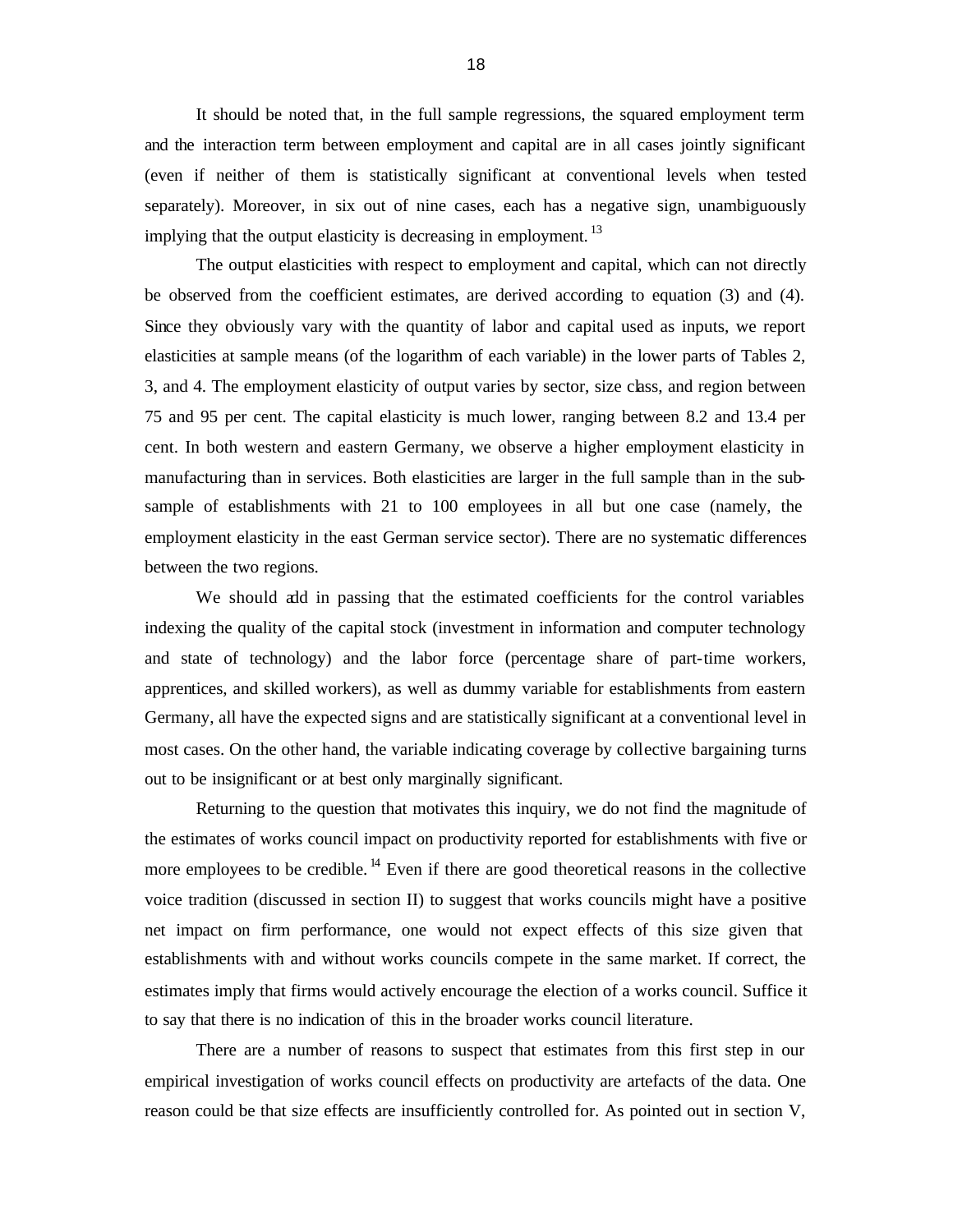It should be noted that, in the full sample regressions, the squared employment term and the interaction term between employment and capital are in all cases jointly significant (even if neither of them is statistically significant at conventional levels when tested separately). Moreover, in six out of nine cases, each has a negative sign, unambiguously implying that the output elasticity is decreasing in employment.[13]

The output elasticities with respect to employment and capital, which can not directly be observed from the coefficient estimates, are derived according to equation (3) and (4). Since they obviously vary with the quantity of labor and capital used as inputs, we report elasticities at sample means (of the logarithm of each variable) in the lower parts of Tables 2, 3, and 4. The employment elasticity of output varies by sector, size class, and region between 75 and 95 per cent. The capital elasticity is much lower, ranging between 8.2 and 13.4 per cent. In both western and eastern Germany, we observe a higher employment elasticity in manufacturing than in services. Both elasticities are larger in the full sample than in the sub-sample of establishments with 21 to 100 employees in all but one case (namely, the employment elasticity in the east German service sector). There are no systematic differences between the two regions.

We should add in passing that the estimated coefficients for the control variables indexing the quality of the capital stock (investment in information and computer technology and state of technology) and the labor force (percentage share of part-time workers, apprentices, and skilled workers), as well as dummy variable for establishments from eastern Germany, all have the expected signs and are statistically significant at a conventional level in most cases. On the other hand, the variable indicating coverage by collective bargaining turns out to be insignificant or at best only marginally significant.

Returning to the question that motivates this inquiry, we do not find the magnitude of the estimates of works council impact on productivity reported for establishments with five or more employees to be credible.[14] Even if there are good theoretical reasons in the collective voice tradition (discussed in section II) to suggest that works councils might have a positive net impact on firm performance, one would not expect effects of this size given that establishments with and without works councils compete in the same market. If correct, the estimates imply that firms would actively encourage the election of a works council. Suffice it to say that there is no indication of this in the broader works council literature.

There are a number of reasons to suspect that estimates from this first step in our empirical investigation of works council effects on productivity are artefacts of the data. One reason could be that size effects are insufficiently controlled for. As pointed out in section V,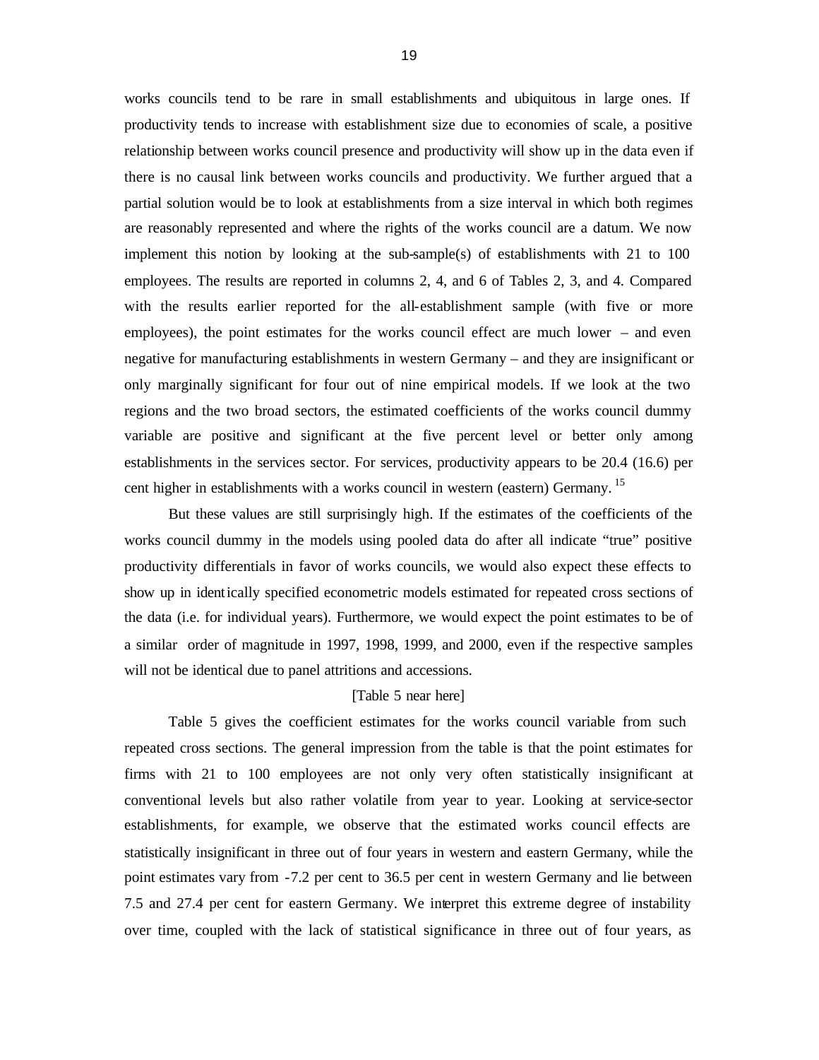works councils tend to be rare in small establishments and ubiquitous in large ones. If productivity tends to increase with establishment size due to economies of scale, a positive relationship between works council presence and productivity will show up in the data even if there is no causal link between works councils and productivity. We further argued that a partial solution would be to look at establishments from a size interval in which both regimes are reasonably represented and where the rights of the works council are a datum. We now implement this notion by looking at the sub-sample(s) of establishments with 21 to 100 employees. The results are reported in columns 2, 4, and 6 of Tables 2, 3, and 4. Compared with the results earlier reported for the all-establishment sample (with five or more employees), the point estimates for the works council effect are much lower – and even negative for manufacturing establishments in western Germany – and they are insignificant or only marginally significant for four out of nine empirical models. If we look at the two regions and the two broad sectors, the estimated coefficients of the works council dummy variable are positive and significant at the five percent level or better only among establishments in the services sector. For services, productivity appears to be 20.4 (16.6) per cent higher in establishments with a works council in western (eastern) Germany.[15]

But these values are still surprisingly high. If the estimates of the coefficients of the works council dummy in the models using pooled data do after all indicate "true" positive productivity differentials in favor of works councils, we would also expect these effects to show up in identically specified econometric models estimated for repeated cross sections of the data (i.e. for individual years). Furthermore, we would expect the point estimates to be of a similar order of magnitude in 1997, 1998, 1999, and 2000, even if the respective samples will not be identical due to panel attritions and accessions.

[Table 5 near here]

Table 5 gives the coefficient estimates for the works council variable from such repeated cross sections. The general impression from the table is that the point estimates for firms with 21 to 100 employees are not only very often statistically insignificant at conventional levels but also rather volatile from year to year. Looking at service-sector establishments, for example, we observe that the estimated works council effects are statistically insignificant in three out of four years in western and eastern Germany, while the point estimates vary from -7.2 per cent to 36.5 per cent in western Germany and lie between 7.5 and 27.4 per cent for eastern Germany. We interpret this extreme degree of instability over time, coupled with the lack of statistical significance in three out of four years, as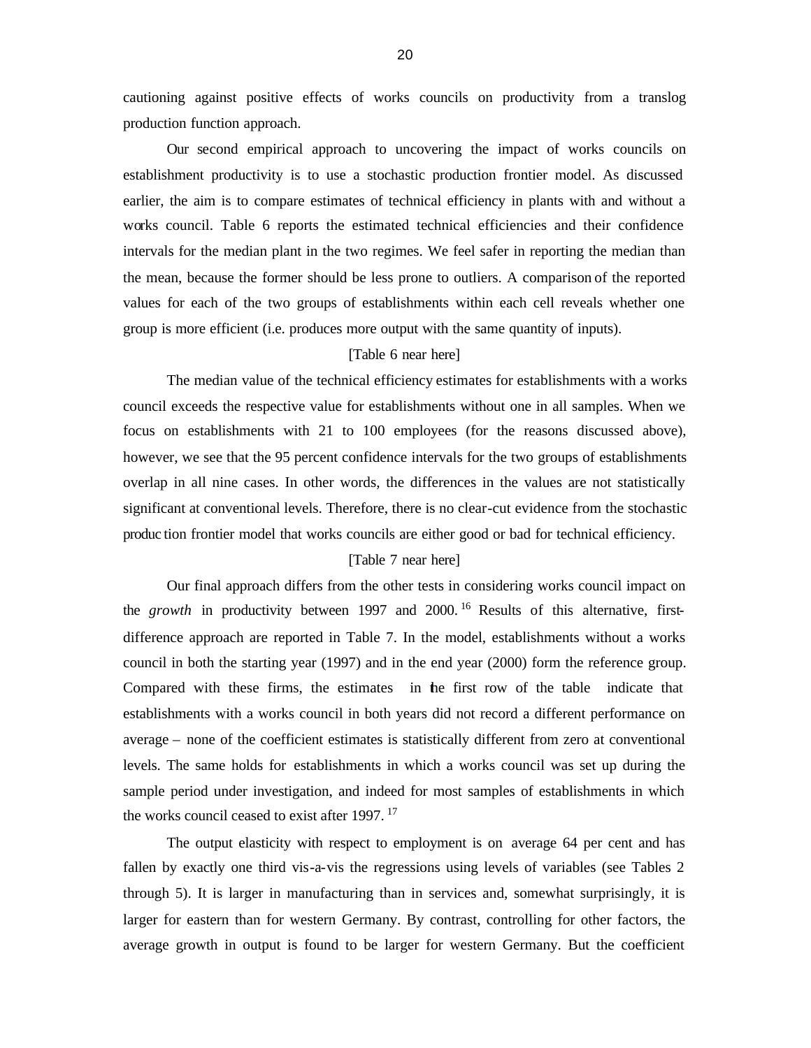cautioning against positive effects of works councils on productivity from a translog production function approach.

Our second empirical approach to uncovering the impact of works councils on establishment productivity is to use a stochastic production frontier model. As discussed earlier, the aim is to compare estimates of technical efficiency in plants with and without a works council. Table 6 reports the estimated technical efficiencies and their confidence intervals for the median plant in the two regimes. We feel safer in reporting the median than the mean, because the former should be less prone to outliers. A comparison of the reported values for each of the two groups of establishments within each cell reveals whether one group is more efficient (i.e. produces more output with the same quantity of inputs).

[Table 6 near here]

The median value of the technical efficiency estimates for establishments with a works council exceeds the respective value for establishments without one in all samples. When we focus on establishments with 21 to 100 employees (for the reasons discussed above), however, we see that the 95 percent confidence intervals for the two groups of establishments overlap in all nine cases. In other words, the differences in the values are not statistically significant at conventional levels. Therefore, there is no clear-cut evidence from the stochastic production frontier model that works councils are either good or bad for technical efficiency.

[Table 7 near here]

Our final approach differs from the other tests in considering works council impact on the *growth* in productivity between 1997 and 2000.[16] Results of this alternative, first-difference approach are reported in Table 7. In the model, establishments without a works council in both the starting year (1997) and in the end year (2000) form the reference group. Compared with these firms, the estimates in the first row of the table indicate that establishments with a works council in both years did not record a different performance on average – none of the coefficient estimates is statistically different from zero at conventional levels. The same holds for establishments in which a works council was set up during the sample period under investigation, and indeed for most samples of establishments in which the works council ceased to exist after 1997.[17]

The output elasticity with respect to employment is on average 64 per cent and has fallen by exactly one third vis-a-vis the regressions using levels of variables (see Tables 2 through 5). It is larger in manufacturing than in services and, somewhat surprisingly, it is larger for eastern than for western Germany. By contrast, controlling for other factors, the average growth in output is found to be larger for western Germany. But the coefficient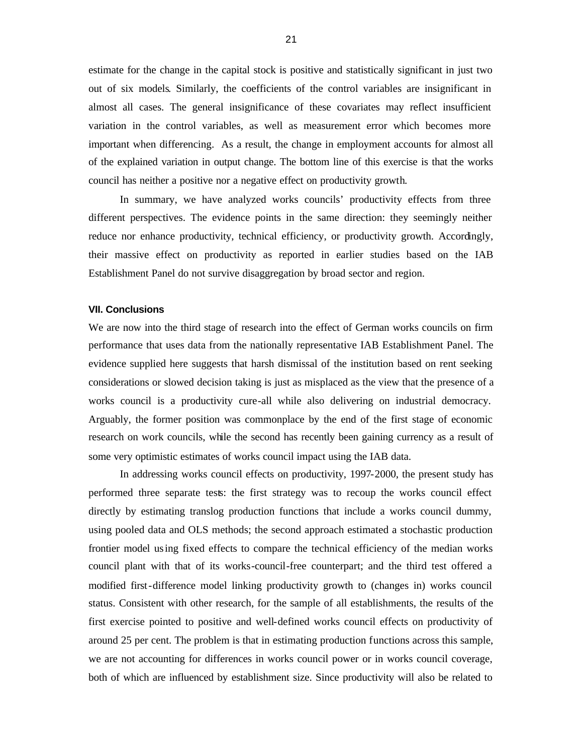estimate for the change in the capital stock is positive and statistically significant in just two out of six models. Similarly, the coefficients of the control variables are insignificant in almost all cases. The general insignificance of these covariates may reflect insufficient variation in the control variables, as well as measurement error which becomes more important when differencing. As a result, the change in employment accounts for almost all of the explained variation in output change. The bottom line of this exercise is that the works council has neither a positive nor a negative effect on productivity growth.

In summary, we have analyzed works councils' productivity effects from three different perspectives. The evidence points in the same direction: they seemingly neither reduce nor enhance productivity, technical efficiency, or productivity growth. Accordingly, their massive effect on productivity as reported in earlier studies based on the IAB Establishment Panel do not survive disaggregation by broad sector and region.

### VII. Conclusions

We are now into the third stage of research into the effect of German works councils on firm performance that uses data from the nationally representative IAB Establishment Panel. The evidence supplied here suggests that harsh dismissal of the institution based on rent seeking considerations or slowed decision taking is just as misplaced as the view that the presence of a works council is a productivity cure-all while also delivering on industrial democracy. Arguably, the former position was commonplace by the end of the first stage of economic research on work councils, while the second has recently been gaining currency as a result of some very optimistic estimates of works council impact using the IAB data.

In addressing works council effects on productivity, 1997-2000, the present study has performed three separate tests: the first strategy was to recoup the works council effect directly by estimating translog production functions that include a works council dummy, using pooled data and OLS methods; the second approach estimated a stochastic production frontier model using fixed effects to compare the technical efficiency of the median works council plant with that of its works-council-free counterpart; and the third test offered a modified first-difference model linking productivity growth to (changes in) works council status. Consistent with other research, for the sample of all establishments, the results of the first exercise pointed to positive and well-defined works council effects on productivity of around 25 per cent. The problem is that in estimating production functions across this sample, we are not accounting for differences in works council power or in works council coverage, both of which are influenced by establishment size. Since productivity will also be related to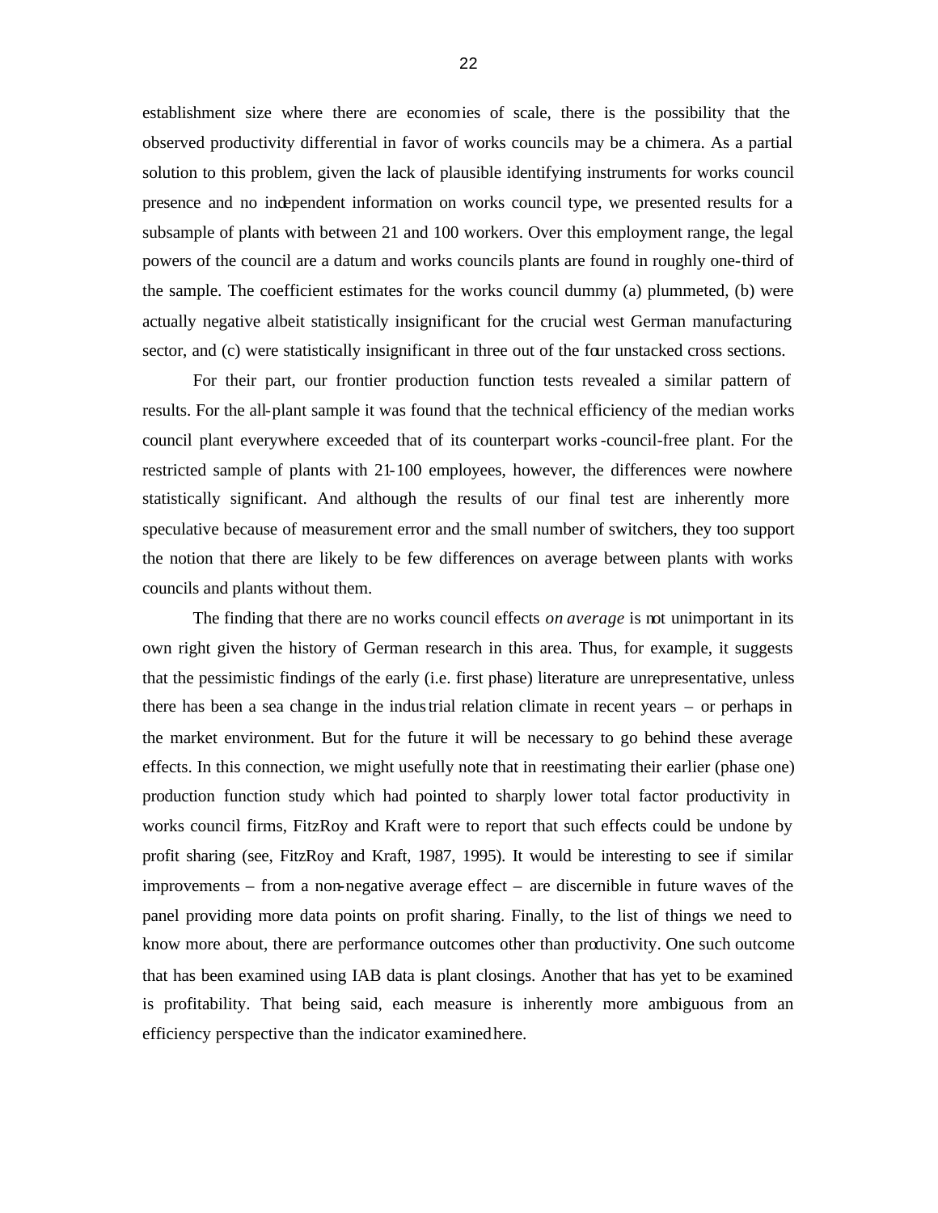establishment size where there are economies of scale, there is the possibility that the observed productivity differential in favor of works councils may be a chimera. As a partial solution to this problem, given the lack of plausible identifying instruments for works council presence and no independent information on works council type, we presented results for a subsample of plants with between 21 and 100 workers. Over this employment range, the legal powers of the council are a datum and works councils plants are found in roughly one-third of the sample. The coefficient estimates for the works council dummy (a) plummeted, (b) were actually negative albeit statistically insignificant for the crucial west German manufacturing sector, and (c) were statistically insignificant in three out of the four unstacked cross sections.

For their part, our frontier production function tests revealed a similar pattern of results. For the all-plant sample it was found that the technical efficiency of the median works council plant everywhere exceeded that of its counterpart works-council-free plant. For the restricted sample of plants with 21-100 employees, however, the differences were nowhere statistically significant. And although the results of our final test are inherently more speculative because of measurement error and the small number of switchers, they too support the notion that there are likely to be few differences on average between plants with works councils and plants without them.

The finding that there are no works council effects *on average* is not unimportant in its own right given the history of German research in this area. Thus, for example, it suggests that the pessimistic findings of the early (i.e. first phase) literature are unrepresentative, unless there has been a sea change in the industrial relation climate in recent years – or perhaps in the market environment. But for the future it will be necessary to go behind these average effects. In this connection, we might usefully note that in reestimating their earlier (phase one) production function study which had pointed to sharply lower total factor productivity in works council firms, FitzRoy and Kraft were to report that such effects could be undone by profit sharing (see, FitzRoy and Kraft, 1987, 1995). It would be interesting to see if similar improvements – from a non-negative average effect – are discernible in future waves of the panel providing more data points on profit sharing. Finally, to the list of things we need to know more about, there are performance outcomes other than productivity. One such outcome that has been examined using IAB data is plant closings. Another that has yet to be examined is profitability. That being said, each measure is inherently more ambiguous from an efficiency perspective than the indicator examined here.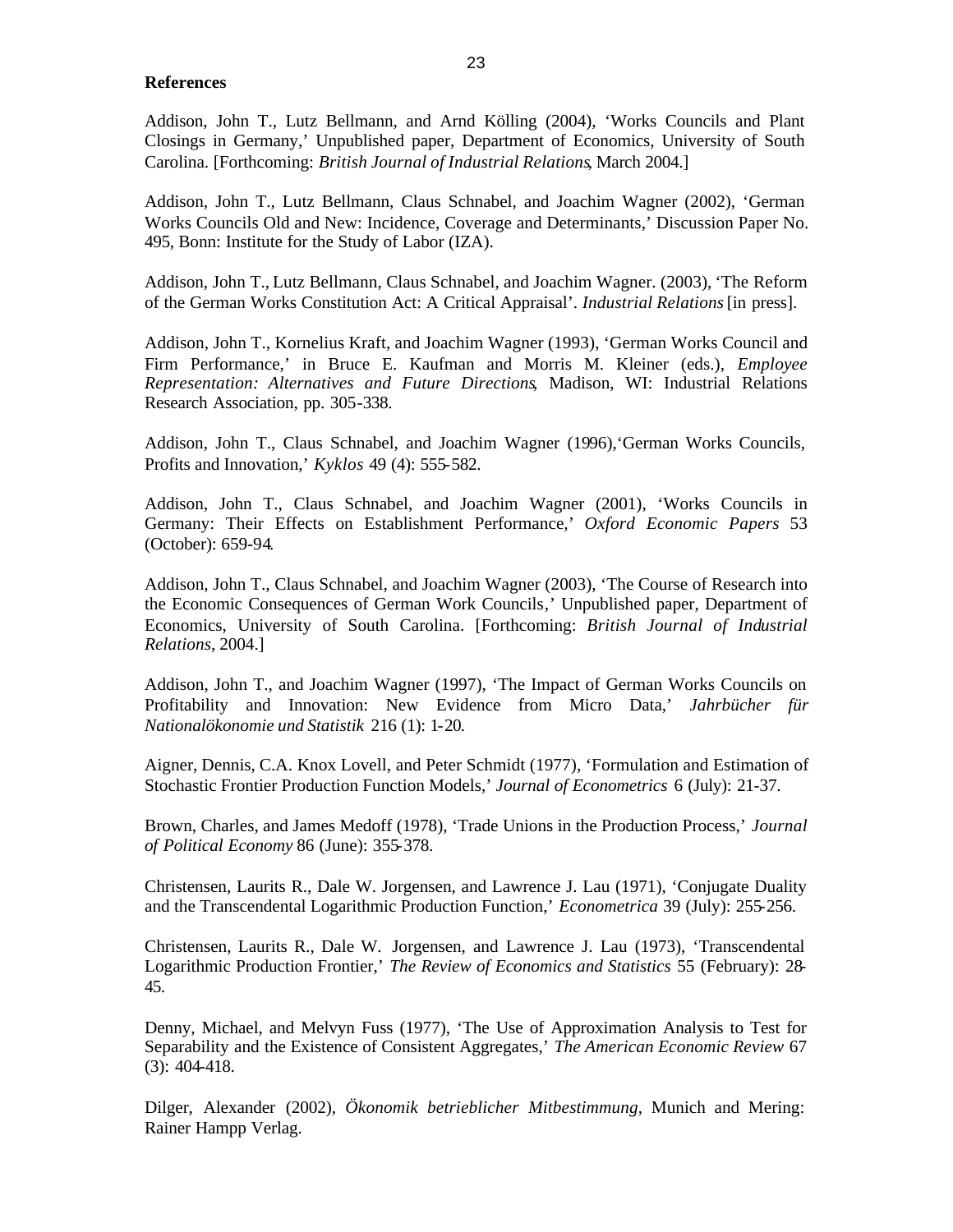## References

Addison, John T., Lutz Bellmann, and Arnd Kölling (2004), 'Works Councils and Plant Closings in Germany,' Unpublished paper, Department of Economics, University of South Carolina. [Forthcoming: *British Journal of Industrial Relations*, March 2004.]

Addison, John T., Lutz Bellmann, Claus Schnabel, and Joachim Wagner (2002), 'German Works Councils Old and New: Incidence, Coverage and Determinants,' Discussion Paper No. 495, Bonn: Institute for the Study of Labor (IZA).

Addison, John T., Lutz Bellmann, Claus Schnabel, and Joachim Wagner. (2003), 'The Reform of the German Works Constitution Act: A Critical Appraisal'. *Industrial Relations* [in press].

Addison, John T., Kornelius Kraft, and Joachim Wagner (1993), 'German Works Council and Firm Performance,' in Bruce E. Kaufman and Morris M. Kleiner (eds.), *Employee Representation: Alternatives and Future Directions*, Madison, WI: Industrial Relations Research Association, pp. 305-338.

Addison, John T., Claus Schnabel, and Joachim Wagner (1996),'German Works Councils, Profits and Innovation,' *Kyklos* 49 (4): 555-582.

Addison, John T., Claus Schnabel, and Joachim Wagner (2001), 'Works Councils in Germany: Their Effects on Establishment Performance,' *Oxford Economic Papers* 53 (October): 659-94.

Addison, John T., Claus Schnabel, and Joachim Wagner (2003), 'The Course of Research into the Economic Consequences of German Work Councils,' Unpublished paper, Department of Economics, University of South Carolina. [Forthcoming: *British Journal of Industrial Relations*, 2004.]

Addison, John T., and Joachim Wagner (1997), 'The Impact of German Works Councils on Profitability and Innovation: New Evidence from Micro Data,' *Jahrbücher für Nationalökonomie und Statistik* 216 (1): 1-20.

Aigner, Dennis, C.A. Knox Lovell, and Peter Schmidt (1977), 'Formulation and Estimation of Stochastic Frontier Production Function Models,' *Journal of Econometrics* 6 (July): 21-37.

Brown, Charles, and James Medoff (1978), 'Trade Unions in the Production Process,' *Journal of Political Economy* 86 (June): 355-378.

Christensen, Laurits R., Dale W. Jorgensen, and Lawrence J. Lau (1971), 'Conjugate Duality and the Transcendental Logarithmic Production Function,' *Econometrica* 39 (July): 255-256.

Christensen, Laurits R., Dale W. Jorgensen, and Lawrence J. Lau (1973), 'Transcendental Logarithmic Production Frontier,' *The Review of Economics and Statistics* 55 (February): 28-45.

Denny, Michael, and Melvyn Fuss (1977), 'The Use of Approximation Analysis to Test for Separability and the Existence of Consistent Aggregates,' *The American Economic Review* 67 (3): 404-418.

Dilger, Alexander (2002), *Ökonomik betrieblicher Mitbestimmung*, Munich and Mering: Rainer Hampp Verlag.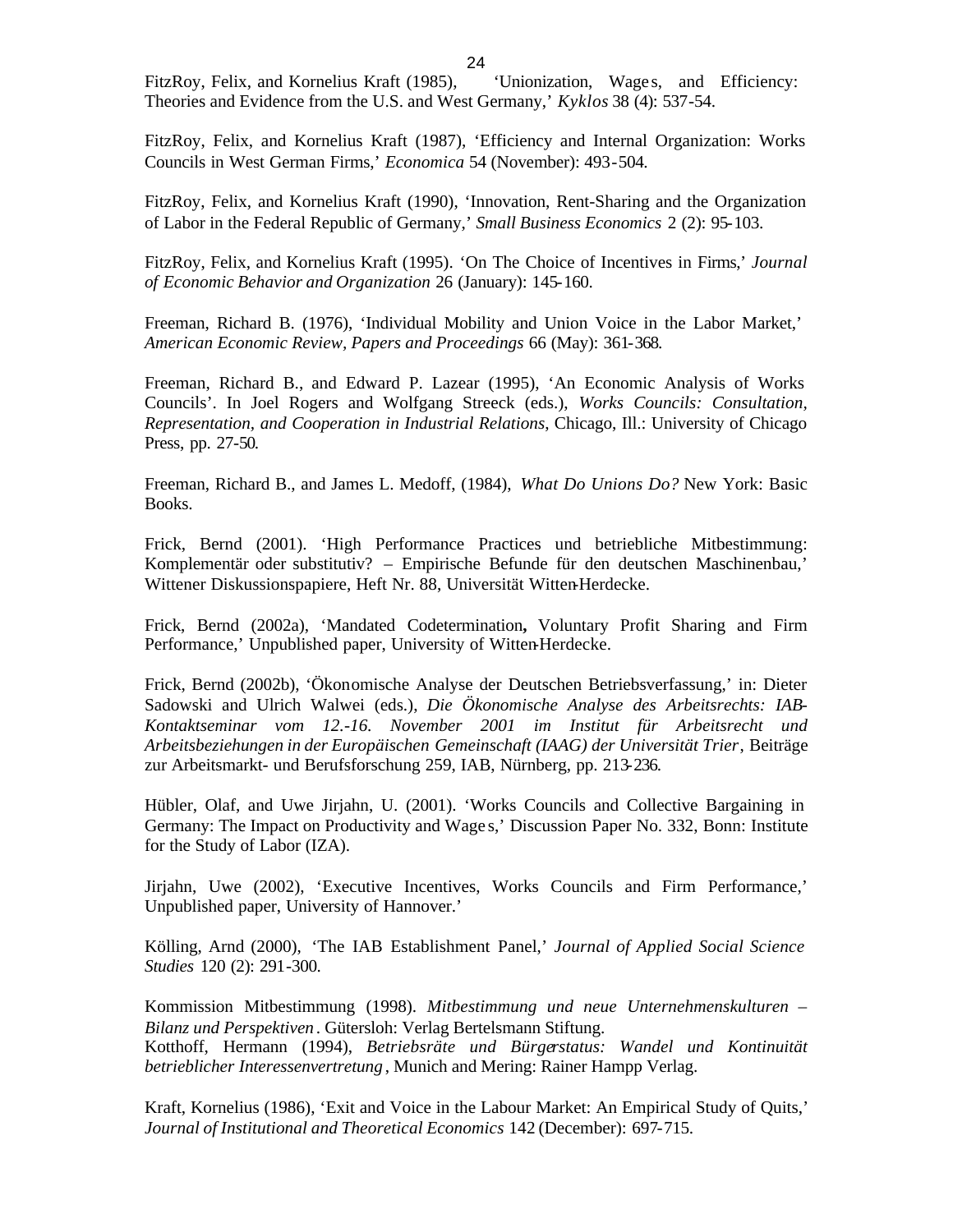FitzRoy, Felix, and Kornelius Kraft (1985), 'Unionization, Wages, and Efficiency: Theories and Evidence from the U.S. and West Germany,' *Kyklos* 38 (4): 537-54.

FitzRoy, Felix, and Kornelius Kraft (1987), 'Efficiency and Internal Organization: Works Councils in West German Firms,' *Economica* 54 (November): 493-504.

FitzRoy, Felix, and Kornelius Kraft (1990), 'Innovation, Rent-Sharing and the Organization of Labor in the Federal Republic of Germany,' *Small Business Economics* 2 (2): 95-103.

FitzRoy, Felix, and Kornelius Kraft (1995). 'On The Choice of Incentives in Firms,' *Journal of Economic Behavior and Organization* 26 (January): 145-160.

Freeman, Richard B. (1976), 'Individual Mobility and Union Voice in the Labor Market,' *American Economic Review, Papers and Proceedings* 66 (May): 361-368.

Freeman, Richard B., and Edward P. Lazear (1995), 'An Economic Analysis of Works Councils'. In Joel Rogers and Wolfgang Streeck (eds.), *Works Councils: Consultation, Representation, and Cooperation in Industrial Relations*, Chicago, Ill.: University of Chicago Press, pp. 27-50.

Freeman, Richard B., and James L. Medoff, (1984), *What Do Unions Do?* New York: Basic Books.

Frick, Bernd (2001). 'High Performance Practices und betriebliche Mitbestimmung: Komplementär oder substitutiv? – Empirische Befunde für den deutschen Maschinenbau,' Wittener Diskussionspapiere, Heft Nr. 88, Universität Witten-Herdecke.

Frick, Bernd (2002a), 'Mandated Codetermination**,** Voluntary Profit Sharing and Firm Performance,' Unpublished paper, University of Witten-Herdecke.

Frick, Bernd (2002b), 'Ökonomische Analyse der Deutschen Betriebsverfassung,' in: Dieter Sadowski and Ulrich Walwei (eds.), *Die Ökonomische Analyse des Arbeitsrechts: IAB-Kontaktseminar vom 12.-16. November 2001 im Institut für Arbeitsrecht und Arbeitsbeziehungen in der Europäischen Gemeinschaft (IAAG) der Universität Trier*, Beiträge zur Arbeitsmarkt- und Berufsforschung 259, IAB, Nürnberg, pp. 213-236.

Hübler, Olaf, and Uwe Jirjahn, U. (2001). 'Works Councils and Collective Bargaining in Germany: The Impact on Productivity and Wages,' Discussion Paper No. 332, Bonn: Institute for the Study of Labor (IZA).

Jirjahn, Uwe (2002), 'Executive Incentives, Works Councils and Firm Performance,' Unpublished paper, University of Hannover.'

Kölling, Arnd (2000), 'The IAB Establishment Panel,' *Journal of Applied Social Science Studies* 120 (2): 291-300.

Kommission Mitbestimmung (1998). *Mitbestimmung und neue Unternehmenskulturen – Bilanz und Perspektiven*. Gütersloh: Verlag Bertelsmann Stiftung.

Kotthoff, Hermann (1994), *Betriebsräte und Bürgerstatus: Wandel und Kontinuität betrieblicher Interessenvertretung*, Munich and Mering: Rainer Hampp Verlag.

Kraft, Kornelius (1986), 'Exit and Voice in the Labour Market: An Empirical Study of Quits,' *Journal of Institutional and Theoretical Economics* 142 (December): 697-715.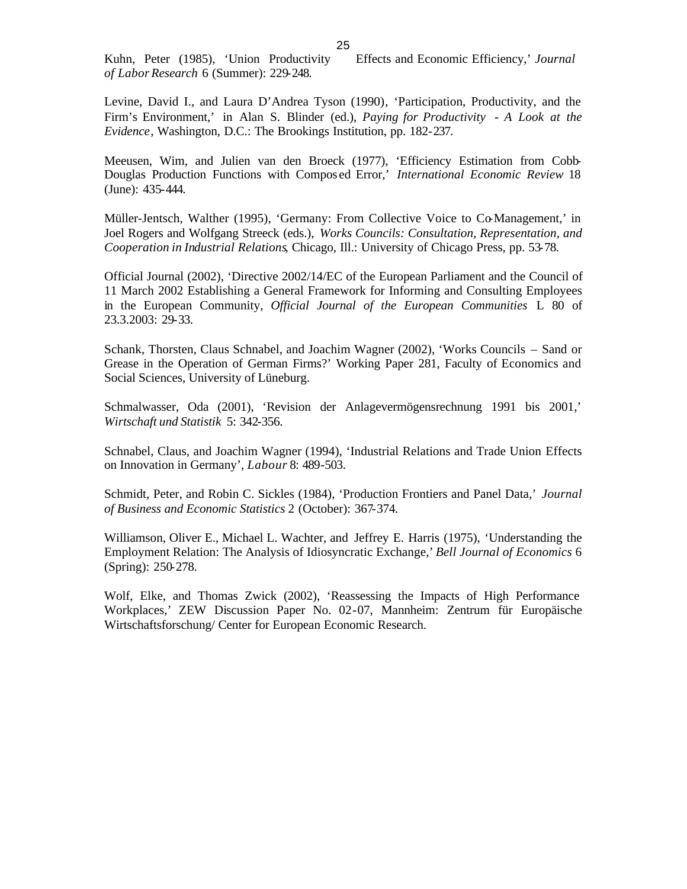Kuhn, Peter (1985), 'Union Productivity Effects and Economic Efficiency,' *Journal of Labor Research* 6 (Summer): 229-248.

Levine, David I., and Laura D'Andrea Tyson (1990), 'Participation, Productivity, and the Firm's Environment,' in Alan S. Blinder (ed.), *Paying for Productivity - A Look at the Evidence*, Washington, D.C.: The Brookings Institution, pp. 182-237.

Meeusen, Wim, and Julien van den Broeck (1977), 'Efficiency Estimation from Cobb-Douglas Production Functions with Composed Error,' *International Economic Review* 18 (June): 435-444.

Müller-Jentsch, Walther (1995), 'Germany: From Collective Voice to Co-Management,' in Joel Rogers and Wolfgang Streeck (eds.), *Works Councils: Consultation, Representation, and Cooperation in Industrial Relations*, Chicago, Ill.: University of Chicago Press, pp. 53-78.

Official Journal (2002), 'Directive 2002/14/EC of the European Parliament and the Council of 11 March 2002 Establishing a General Framework for Informing and Consulting Employees in the European Community, *Official Journal of the European Communities* L 80 of 23.3.2003: 29-33.

Schank, Thorsten, Claus Schnabel, and Joachim Wagner (2002), 'Works Councils – Sand or Grease in the Operation of German Firms?' Working Paper 281, Faculty of Economics and Social Sciences, University of Lüneburg.

Schmalwasser, Oda (2001), 'Revision der Anlagevermögensrechnung 1991 bis 2001,' *Wirtschaft und Statistik* 5: 342-356.

Schnabel, Claus, and Joachim Wagner (1994), 'Industrial Relations and Trade Union Effects on Innovation in Germany', *Labour* 8: 489-503.

Schmidt, Peter, and Robin C. Sickles (1984), 'Production Frontiers and Panel Data,' *Journal of Business and Economic Statistics* 2 (October): 367-374.

Williamson, Oliver E., Michael L. Wachter, and Jeffrey E. Harris (1975), 'Understanding the Employment Relation: The Analysis of Idiosyncratic Exchange,' *Bell Journal of Economics* 6 (Spring): 250-278.

Wolf, Elke, and Thomas Zwick (2002), 'Reassessing the Impacts of High Performance Workplaces,' ZEW Discussion Paper No. 02-07, Mannheim: Zentrum für Europäische Wirtschaftsforschung/ Center for European Economic Research.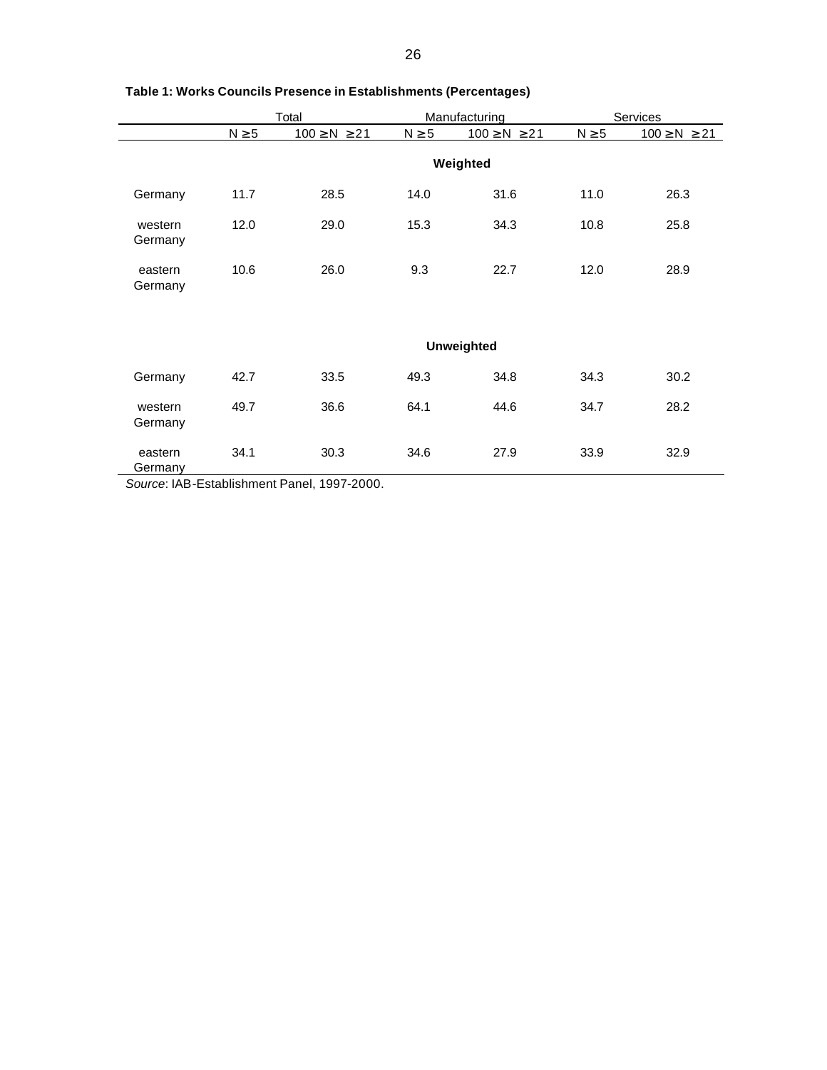**Table 1: Works Councils Presence in Establishments (Percentages)**

| | Total | | Manufacturing | | Services | |
|---|---|---|---|---|---|---|
| | $N \geq 5$ | $100 \geq N \geq 21$ | $N \geq 5$ | $100 \geq N \geq 21$ | $N \geq 5$ | $100 \geq N \geq 21$ |
| | | | **Weighted** | | | |
| Germany | 11.7 | 28.5 | 14.0 | 31.6 | 11.0 | 26.3 |
| western Germany | 12.0 | 29.0 | 15.3 | 34.3 | 10.8 | 25.8 |
| eastern Germany | 10.6 | 26.0 | 9.3 | 22.7 | 12.0 | 28.9 |
| | | | **Unweighted** | | | |
| Germany | 42.7 | 33.5 | 49.3 | 34.8 | 34.3 | 30.2 |
| western Germany | 49.7 | 36.6 | 64.1 | 44.6 | 34.7 | 28.2 |
| eastern Germany | 34.1 | 30.3 | 34.6 | 27.9 | 33.9 | 32.9 |

*Source*: IAB-Establishment Panel, 1997-2000.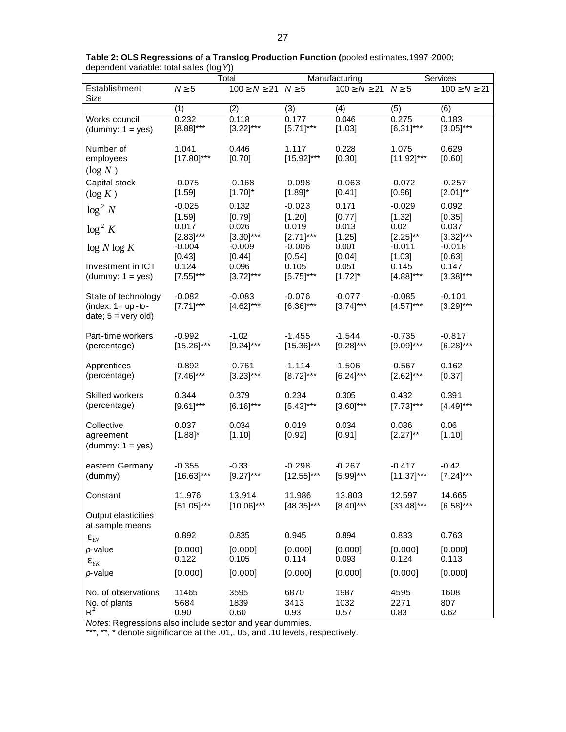**Table 2: OLS Regressions of a Translog Production Function (**pooled estimates,1997-2000; dependent variable: total sales (log *Y*))

| | Total | | Manufacturing | | Services | |
|---|---|---|---|---|---|---|
| Establishment Size | $N \geq 5$ | $100 \geq N \geq 21$ | $N \geq 5$ | $100 \geq N \geq 21$ | $N \geq 5$ | $100 \geq N \geq 21$ |
| | (1) | (2) | (3) | (4) | (5) | (6) |
| Works council (dummy: 1 = yes) | 0.232 [8.88]*** | 0.118 [3.22]*** | 0.177 [5.71]*** | 0.046 [1.03] | 0.275 [6.31]*** | 0.183 [3.05]*** |
| Number of employees ($\log N$) | 1.041 [17.80]*** | 0.446 [0.70] | 1.117 [15.92]*** | 0.228 [0.30] | 1.075 [11.92]*** | 0.629 [0.60] |
| Capital stock ($\log K$) | -0.075 [1.59] | -0.168 [1.70]* | -0.098 [1.89]* | -0.063 [0.41] | -0.072 [0.96] | -0.257 [2.01]** |
| $\log^2 N$ | -0.025 [1.59] | 0.132 [0.79] | -0.023 [1.20] | 0.171 [0.77] | -0.029 [1.32] | 0.092 [0.35] |
| $\log^2 K$ | 0.017 [2.83]*** | 0.026 [3.30]*** | 0.019 [2.71]*** | 0.013 [1.25] | 0.02 [2.25]** | 0.037 [3.32]*** |
| $\log N \log K$ | -0.004 [0.43] | -0.009 [0.44] | -0.006 [0.54] | 0.001 [0.04] | -0.011 [1.03] | -0.018 [0.63] |
| Investment in ICT (dummy: 1 = yes) | 0.124 [7.55]*** | 0.096 [3.72]*** | 0.105 [5.75]*** | 0.051 [1.72]* | 0.145 [4.88]*** | 0.147 [3.38]*** |
| State of technology (index: 1= up-to-date; 5 = very old) | -0.082 [7.71]*** | -0.083 [4.62]*** | -0.076 [6.36]*** | -0.077 [3.74]*** | -0.085 [4.57]*** | -0.101 [3.29]*** |
| Part-time workers (percentage) | -0.992 [15.26]*** | -1.02 [9.24]*** | -1.455 [15.36]*** | -1.544 [9.28]*** | -0.735 [9.09]*** | -0.817 [6.28]*** |
| Apprentices (percentage) | -0.892 [7.46]*** | -0.761 [3.23]*** | -1.114 [8.72]*** | -1.506 [6.24]*** | -0.567 [2.62]*** | 0.162 [0.37] |
| Skilled workers (percentage) | 0.344 [9.61]*** | 0.379 [6.16]*** | 0.234 [5.43]*** | 0.305 [3.60]*** | 0.432 [7.73]*** | 0.391 [4.49]*** |
| Collective agreement (dummy: 1 = yes) | 0.037 [1.88]* | 0.034 [1.10] | 0.019 [0.92] | 0.034 [0.91] | 0.086 [2.27]** | 0.06 [1.10] |
| eastern Germany (dummy) | -0.355 [16.63]*** | -0.33 [9.27]*** | -0.298 [12.55]*** | -0.267 [5.99]*** | -0.417 [11.37]*** | -0.42 [7.24]*** |
| Constant | 11.976 [51.05]*** | 13.914 [10.06]*** | 11.986 [48.35]*** | 13.803 [8.40]*** | 12.597 [33.48]*** | 14.665 [6.58]*** |
| Output elasticities at sample means | | | | | | |
| $\varepsilon_{YN}$ | 0.892 | 0.835 | 0.945 | 0.894 | 0.833 | 0.763 |
| *p*-value | [0.000] | [0.000] | [0.000] | [0.000] | [0.000] | [0.000] |
| $\varepsilon_{YK}$ | 0.122 | 0.105 | 0.114 | 0.093 | 0.124 | 0.113 |
| *p*-value | [0.000] | [0.000] | [0.000] | [0.000] | [0.000] | [0.000] |
| No. of observations | 11465 | 3595 | 6870 | 1987 | 4595 | 1608 |
| No. of plants | 5684 | 1839 | 3413 | 1032 | 2271 | 807 |
| $R^2$ | 0.90 | 0.60 | 0.93 | 0.57 | 0.83 | 0.62 |

*Notes*: Regressions also include sector and year dummies.
***, **, * denote significance at the .01,. 05, and .10 levels, respectively.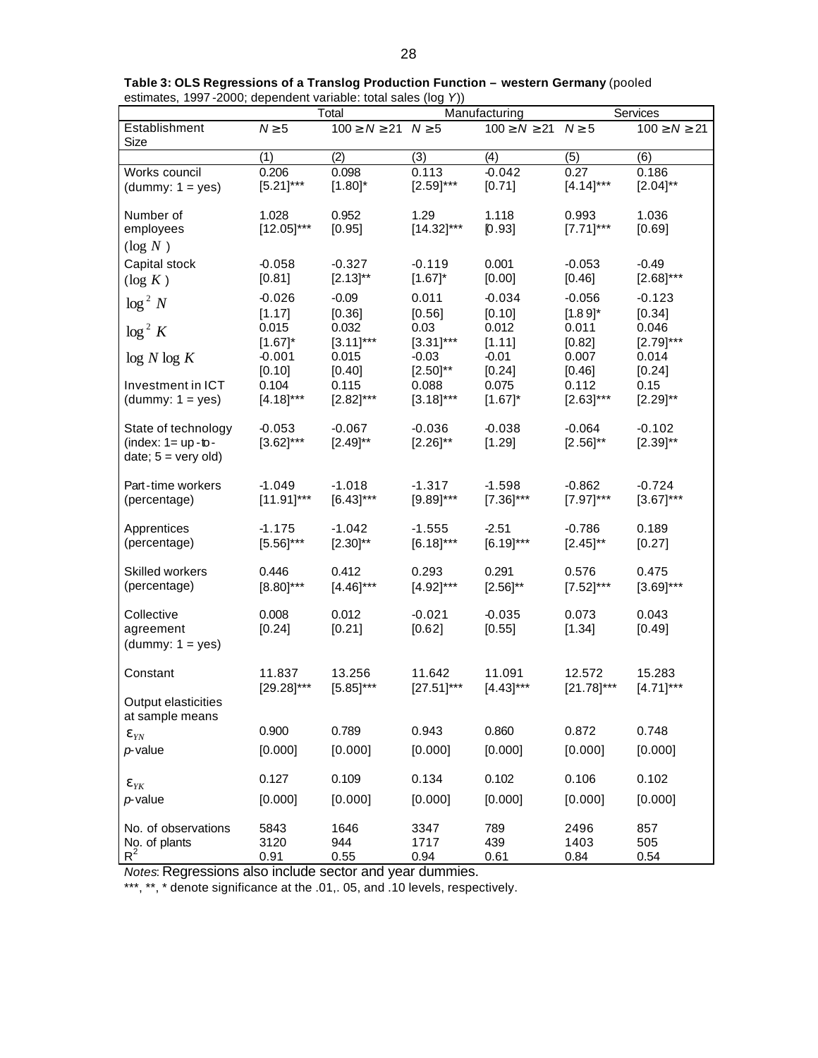**Table 3: OLS Regressions of a Translog Production Function – western Germany** (pooled estimates, 1997-2000; dependent variable: total sales (log *Y*))

| | Total | | Manufacturing | | Services | |
|---|---|---|---|---|---|---|
| Establishment Size | $N \geq 5$ | $100 \geq N \geq 21$ | $N \geq 5$ | $100 \geq N \geq 21$ | $N \geq 5$ | $100 \geq N \geq 21$ |
| | (1) | (2) | (3) | (4) | (5) | (6) |
| Works council (dummy: 1 = yes) | 0.206 [5.21]*** | 0.098 [1.80]* | 0.113 [2.59]*** | -0.042 [0.71] | 0.27 [4.14]*** | 0.186 [2.04]** |
| Number of employees ($\log N$) | 1.028 [12.05]*** | 0.952 [0.95] | 1.29 [14.32]*** | 1.118 [0.93] | 0.993 [7.71]*** | 1.036 [0.69] |
| Capital stock ($\log K$) | -0.058 [0.81] | -0.327 [2.13]** | -0.119 [1.67]* | 0.001 [0.00] | -0.053 [0.46] | -0.49 [2.68]*** |
| $\log^2 N$ | -0.026 [1.17] | -0.09 [0.36] | 0.011 [0.56] | -0.034 [0.10] | -0.056 [1.89]* | -0.123 [0.34] |
| $\log^2 K$ | 0.015 [1.67]* | 0.032 [3.11]*** | 0.03 [3.31]*** | 0.012 [1.11] | 0.011 [0.82] | 0.046 [2.79]*** |
| $\log N \log K$ | -0.001 [0.10] | 0.015 [0.40] | -0.03 [2.50]** | -0.01 [0.24] | 0.007 [0.46] | 0.014 [0.24] |
| Investment in ICT (dummy: 1 = yes) | 0.104 [4.18]*** | 0.115 [2.82]*** | 0.088 [3.18]*** | 0.075 [1.67]* | 0.112 [2.63]*** | 0.15 [2.29]** |
| State of technology (index: 1= up-to-date; 5 = very old) | -0.053 [3.62]*** | -0.067 [2.49]** | -0.036 [2.26]** | -0.038 [1.29] | -0.064 [2.56]** | -0.102 [2.39]** |
| Part-time workers (percentage) | -1.049 [11.91]*** | -1.018 [6.43]*** | -1.317 [9.89]*** | -1.598 [7.36]*** | -0.862 [7.97]*** | -0.724 [3.67]*** |
| Apprentices (percentage) | -1.175 [5.56]*** | -1.042 [2.30]** | -1.555 [6.18]*** | -2.51 [6.19]*** | -0.786 [2.45]** | 0.189 [0.27] |
| Skilled workers (percentage) | 0.446 [8.80]*** | 0.412 [4.46]*** | 0.293 [4.92]*** | 0.291 [2.56]** | 0.576 [7.52]*** | 0.475 [3.69]*** |
| Collective agreement (dummy: 1 = yes) | 0.008 [0.24] | 0.012 [0.21] | -0.021 [0.62] | -0.035 [0.55] | 0.073 [1.34] | 0.043 [0.49] |
| Constant | 11.837 [29.28]*** | 13.256 [5.85]*** | 11.642 [27.51]*** | 11.091 [4.43]*** | 12.572 [21.78]*** | 15.283 [4.71]*** |
| Output elasticities at sample means | | | | | | |
| $\varepsilon_{YN}$ | 0.900 | 0.789 | 0.943 | 0.860 | 0.872 | 0.748 |
| *p*-value | [0.000] | [0.000] | [0.000] | [0.000] | [0.000] | [0.000] |
| $\varepsilon_{YK}$ | 0.127 | 0.109 | 0.134 | 0.102 | 0.106 | 0.102 |
| *p*-value | [0.000] | [0.000] | [0.000] | [0.000] | [0.000] | [0.000] |
| No. of observations | 5843 | 1646 | 3347 | 789 | 2496 | 857 |
| No. of plants | 3120 | 944 | 1717 | 439 | 1403 | 505 |
| $R^2$ | 0.91 | 0.55 | 0.94 | 0.61 | 0.84 | 0.54 |

*Notes*: Regressions also include sector and year dummies.

***, **, * denote significance at the .01,. 05, and .10 levels, respectively.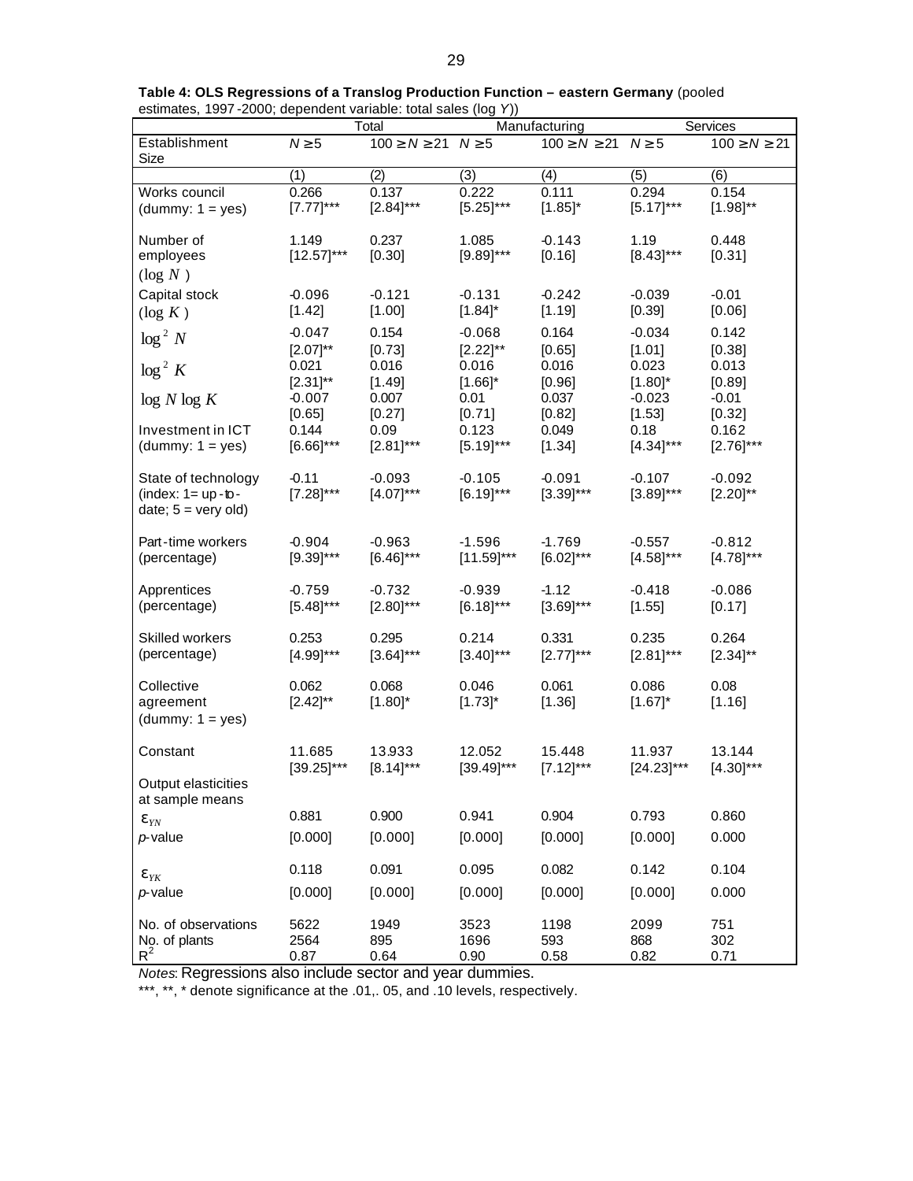**Table 4: OLS Regressions of a Translog Production Function – eastern Germany** (pooled estimates, 1997-2000; dependent variable: total sales (log *Y*))

| | Total | | Manufacturing | | Services | |
|---|---|---|---|---|---|---|
| Establishment Size | $N \geq 5$ | $100 \geq N \geq 21$ | $N \geq 5$ | $100 \geq N \geq 21$ | $N \geq 5$ | $100 \geq N \geq 21$ |
| | (1) | (2) | (3) | (4) | (5) | (6) |
| Works council (dummy: 1 = yes) | 0.266 [7.77]*** | 0.137 [2.84]*** | 0.222 [5.25]*** | 0.111 [1.85]* | 0.294 [5.17]*** | 0.154 [1.98]** |
| Number of employees ($\log N$) | 1.149 [12.57]*** | 0.237 [0.30] | 1.085 [9.89]*** | -0.143 [0.16] | 1.19 [8.43]*** | 0.448 [0.31] |
| Capital stock ($\log K$) | -0.096 [1.42] | -0.121 [1.00] | -0.131 [1.84]* | -0.242 [1.19] | -0.039 [0.39] | -0.01 [0.06] |
| $\log^2 N$ | -0.047 [2.07]** | 0.154 [0.73] | -0.068 [2.22]** | 0.164 [0.65] | -0.034 [1.01] | 0.142 [0.38] |
| $\log^2 K$ | 0.021 [2.31]** | 0.016 [1.49] | 0.016 [1.66]* | 0.016 [0.96] | 0.023 [1.80]* | 0.013 [0.89] |
| $\log N \log K$ | -0.007 [0.65] | 0.007 [0.27] | 0.01 [0.71] | 0.037 [0.82] | -0.023 [1.53] | -0.01 [0.32] |
| Investment in ICT (dummy: 1 = yes) | 0.144 [6.66]*** | 0.09 [2.81]*** | 0.123 [5.19]*** | 0.049 [1.34] | 0.18 [4.34]*** | 0.162 [2.76]*** |
| State of technology (index: 1= up-to-date; 5 = very old) | -0.11 [7.28]*** | -0.093 [4.07]*** | -0.105 [6.19]*** | -0.091 [3.39]*** | -0.107 [3.89]*** | -0.092 [2.20]** |
| Part-time workers (percentage) | -0.904 [9.39]*** | -0.963 [6.46]*** | -1.596 [11.59]*** | -1.769 [6.02]*** | -0.557 [4.58]*** | -0.812 [4.78]*** |
| Apprentices (percentage) | -0.759 [5.48]*** | -0.732 [2.80]*** | -0.939 [6.18]*** | -1.12 [3.69]*** | -0.418 [1.55] | -0.086 [0.17] |
| Skilled workers (percentage) | 0.253 [4.99]*** | 0.295 [3.64]*** | 0.214 [3.40]*** | 0.331 [2.77]*** | 0.235 [2.81]*** | 0.264 [2.34]** |
| Collective agreement (dummy: 1 = yes) | 0.062 [2.42]** | 0.068 [1.80]* | 0.046 [1.73]* | 0.061 [1.36] | 0.086 [1.67]* | 0.08 [1.16] |
| Constant | 11.685 [39.25]*** | 13.933 [8.14]*** | 12.052 [39.49]*** | 15.448 [7.12]*** | 11.937 [24.23]*** | 13.144 [4.30]*** |
| Output elasticities at sample means | | | | | | |
| $\varepsilon_{YN}$ | 0.881 | 0.900 | 0.941 | 0.904 | 0.793 | 0.860 |
| *p*-value | [0.000] | [0.000] | [0.000] | [0.000] | [0.000] | 0.000 |
| $\varepsilon_{YK}$ | 0.118 | 0.091 | 0.095 | 0.082 | 0.142 | 0.104 |
| *p*-value | [0.000] | [0.000] | [0.000] | [0.000] | [0.000] | 0.000 |
| No. of observations | 5622 | 1949 | 3523 | 1198 | 2099 | 751 |
| No. of plants | 2564 | 895 | 1696 | 593 | 868 | 302 |
| $R^2$ | 0.87 | 0.64 | 0.90 | 0.58 | 0.82 | 0.71 |

*Notes*: Regressions also include sector and year dummies.

***, **, * denote significance at the .01,. 05, and .10 levels, respectively.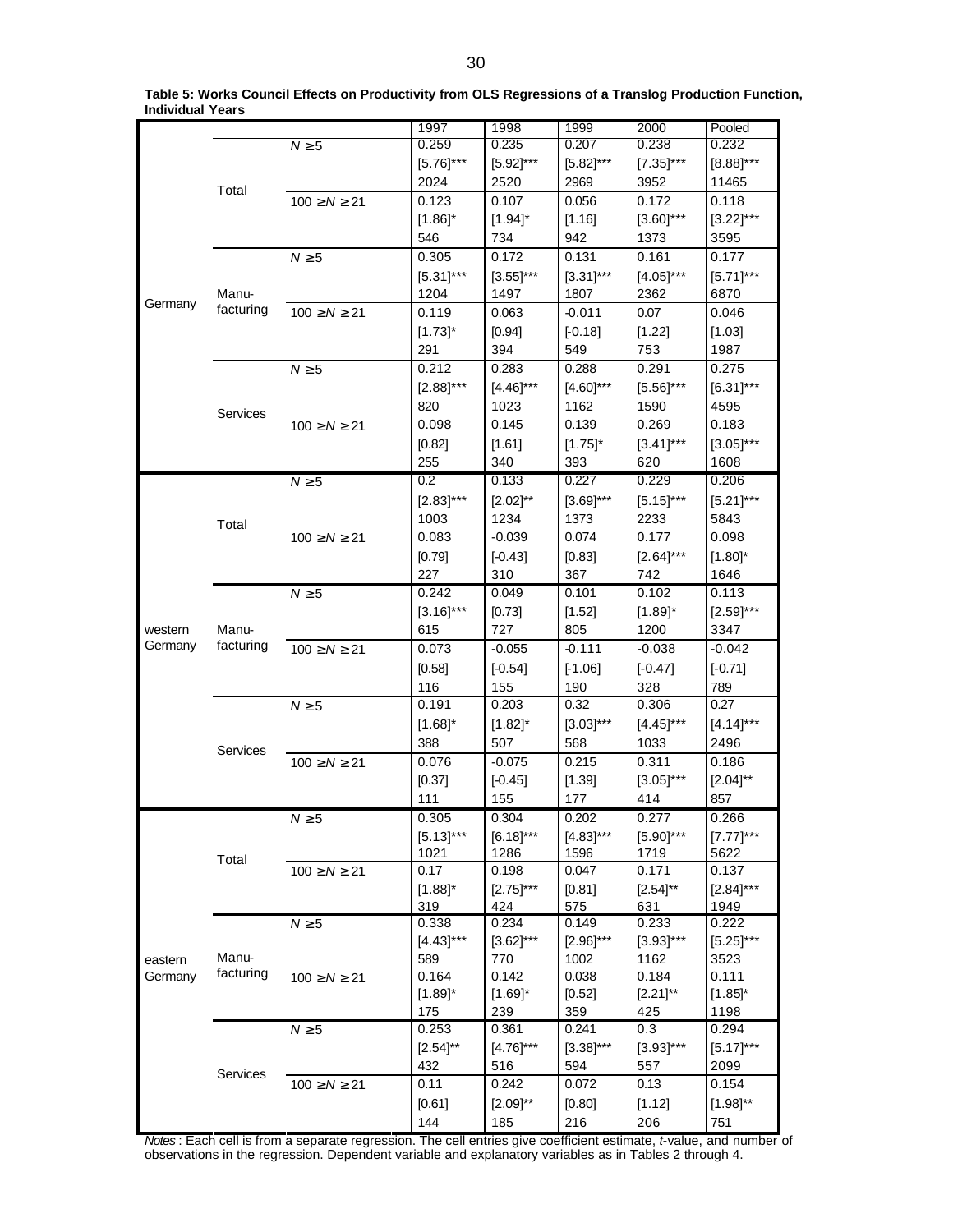**Table 5: Works Council Effects on Productivity from OLS Regressions of a Translog Production Function, Individual Years**

| | | | 1997 | 1998 | 1999 | 2000 | Pooled |
|---|---|---|---|---|---|---|---|
| Germany | Total | $N \geq 5$ | 0.259 | 0.235 | 0.207 | 0.238 | 0.232 |
| | | | [5.76]*** | [5.92]*** | [5.82]*** | [7.35]*** | [8.88]*** |
| | | | 2024 | 2520 | 2969 | 3952 | 11465 |
| | | $100 \geq N \geq 21$ | 0.123 | 0.107 | 0.056 | 0.172 | 0.118 |
| | | | [1.86]* | [1.94]* | [1.16] | [3.60]*** | [3.22]*** |
| | | | 546 | 734 | 942 | 1373 | 3595 |
| | Manu-facturing | $N \geq 5$ | 0.305 | 0.172 | 0.131 | 0.161 | 0.177 |
| | | | [5.31]*** | [3.55]*** | [3.31]*** | [4.05]*** | [5.71]*** |
| | | | 1204 | 1497 | 1807 | 2362 | 6870 |
| | | $100 \geq N \geq 21$ | 0.119 | 0.063 | -0.011 | 0.07 | 0.046 |
| | | | [1.73]* | [0.94] | [-0.18] | [1.22] | [1.03] |
| | | | 291 | 394 | 549 | 753 | 1987 |
| | Services | $N \geq 5$ | 0.212 | 0.283 | 0.288 | 0.291 | 0.275 |
| | | | [2.88]*** | [4.46]*** | [4.60]*** | [5.56]*** | [6.31]*** |
| | | | 820 | 1023 | 1162 | 1590 | 4595 |
| | | $100 \geq N \geq 21$ | 0.098 | 0.145 | 0.139 | 0.269 | 0.183 |
| | | | [0.82] | [1.61] | [1.75]* | [3.41]*** | [3.05]*** |
| | | | 255 | 340 | 393 | 620 | 1608 |
| western Germany | Total | $N \geq 5$ | 0.2 | 0.133 | 0.227 | 0.229 | 0.206 |
| | | | [2.83]*** | [2.02]** | [3.69]*** | [5.15]*** | [5.21]*** |
| | | | 1003 | 1234 | 1373 | 2233 | 5843 |
| | | $100 \geq N \geq 21$ | 0.083 | -0.039 | 0.074 | 0.177 | 0.098 |
| | | | [0.79] | [-0.43] | [0.83] | [2.64]*** | [1.80]* |
| | | | 227 | 310 | 367 | 742 | 1646 |
| | Manu-facturing | $N \geq 5$ | 0.242 | 0.049 | 0.101 | 0.102 | 0.113 |
| | | | [3.16]*** | [0.73] | [1.52] | [1.89]* | [2.59]*** |
| | | | 615 | 727 | 805 | 1200 | 3347 |
| | | $100 \geq N \geq 21$ | 0.073 | -0.055 | -0.111 | -0.038 | -0.042 |
| | | | [0.58] | [-0.54] | [-1.06] | [-0.47] | [-0.71] |
| | | | 116 | 155 | 190 | 328 | 789 |
| | Services | $N \geq 5$ | 0.191 | 0.203 | 0.32 | 0.306 | 0.27 |
| | | | [1.68]* | [1.82]* | [3.03]*** | [4.45]*** | [4.14]*** |
| | | | 388 | 507 | 568 | 1033 | 2496 |
| | | $100 \geq N \geq 21$ | 0.076 | -0.075 | 0.215 | 0.311 | 0.186 |
| | | | [0.37] | [-0.45] | [1.39] | [3.05]*** | [2.04]** |
| | | | 111 | 155 | 177 | 414 | 857 |
| eastern Germany | Total | $N \geq 5$ | 0.305 | 0.304 | 0.202 | 0.277 | 0.266 |
| | | | [5.13]*** | [6.18]*** | [4.83]*** | [5.90]*** | [7.77]*** |
| | | | 1021 | 1286 | 1596 | 1719 | 5622 |
| | | $100 \geq N \geq 21$ | 0.17 | 0.198 | 0.047 | 0.171 | 0.137 |
| | | | [1.88]* | [2.75]*** | [0.81] | [2.54]** | [2.84]*** |
| | | | 319 | 424 | 575 | 631 | 1949 |
| | Manu-facturing | $N \geq 5$ | 0.338 | 0.234 | 0.149 | 0.233 | 0.222 |
| | | | [4.43]*** | [3.62]*** | [2.96]*** | [3.93]*** | [5.25]*** |
| | | | 589 | 770 | 1002 | 1162 | 3523 |
| | | $100 \geq N \geq 21$ | 0.164 | 0.142 | 0.038 | 0.184 | 0.111 |
| | | | [1.89]* | [1.69]* | [0.52] | [2.21]** | [1.85]* |
| | | | 175 | 239 | 359 | 425 | 1198 |
| | Services | $N \geq 5$ | 0.253 | 0.361 | 0.241 | 0.3 | 0.294 |
| | | | [2.54]** | [4.76]*** | [3.38]*** | [3.93]*** | [5.17]*** |
| | | | 432 | 516 | 594 | 557 | 2099 |
| | | $100 \geq N \geq 21$ | 0.11 | 0.242 | 0.072 | 0.13 | 0.154 |
| | | | [0.61] | [2.09]** | [0.80] | [1.12] | [1.98]** |
| | | | 144 | 185 | 216 | 206 | 751 |

*Notes*: Each cell is from a separate regression. The cell entries give coefficient estimate, *t*-value, and number of observations in the regression. Dependent variable and explanatory variables as in Tables 2 through 4.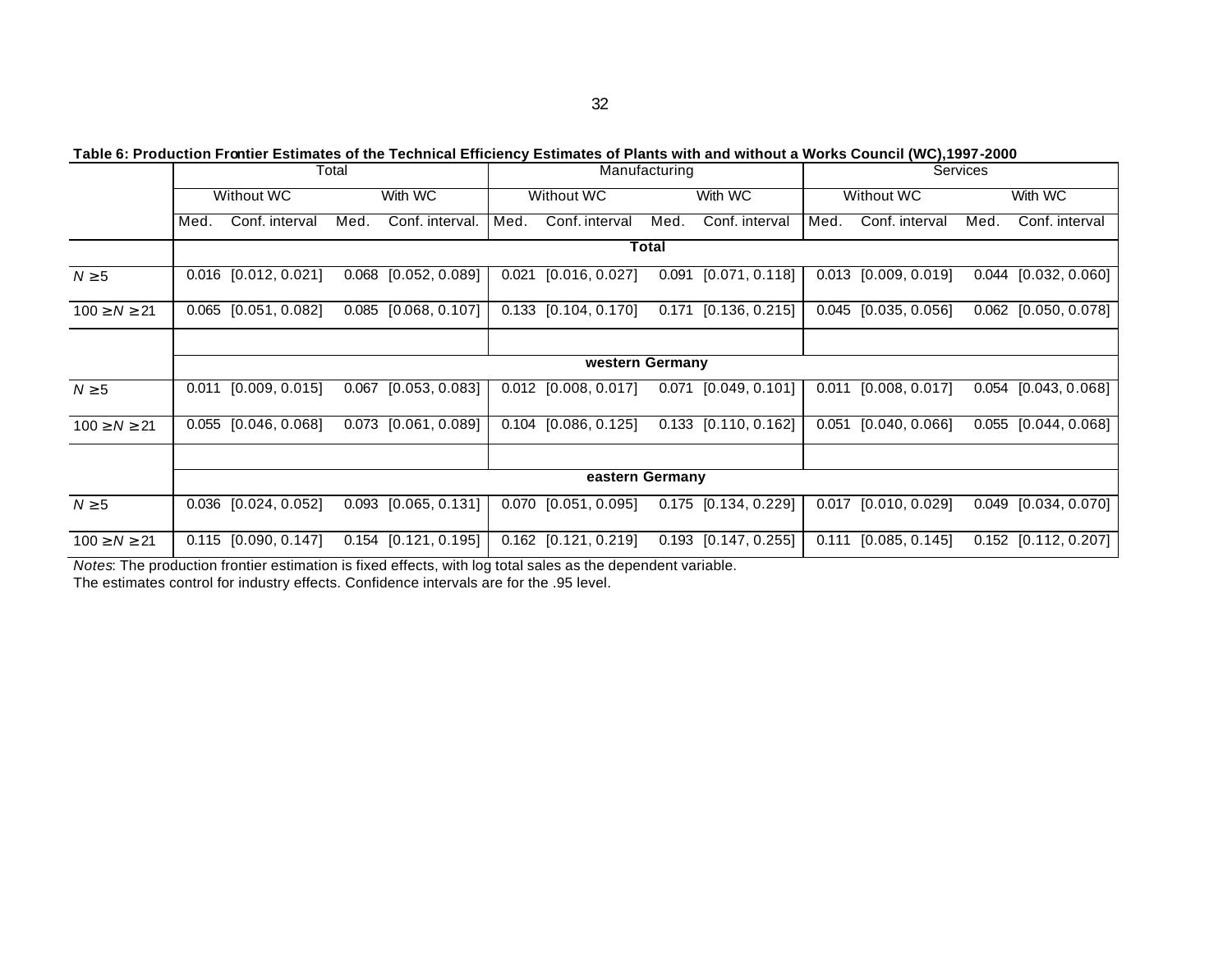**Table 6: Production Frontier Estimates of the Technical Efficiency Estimates of Plants with and without a Works Council (WC),1997-2000**

| | Total | | | | Manufacturing | | | | Services | | | |
|---|---|---|---|---|---|---|---|---|---|---|---|---|
| | Without WC | | With WC | | Without WC | | With WC | | Without WC | | With WC | |
| | Med. | Conf. interval | Med. | Conf. interval. | Med. | Conf. interval | Med. | Conf. interval | Med. | Conf. interval | Med. | Conf. interval |
| | **Total** | | | | | | | | | | | |
| $N \geq 5$ | 0.016 | [0.012, 0.021] | 0.068 | [0.052, 0.089] | 0.021 | [0.016, 0.027] | 0.091 | [0.071, 0.118] | 0.013 | [0.009, 0.019] | 0.044 | [0.032, 0.060] |
| $100 \geq N \geq 21$ | 0.065 | [0.051, 0.082] | 0.085 | [0.068, 0.107] | 0.133 | [0.104, 0.170] | 0.171 | [0.136, 0.215] | 0.045 | [0.035, 0.056] | 0.062 | [0.050, 0.078] |
| | **western Germany** | | | | | | | | | | | |
| $N \geq 5$ | 0.011 | [0.009, 0.015] | 0.067 | [0.053, 0.083] | 0.012 | [0.008, 0.017] | 0.071 | [0.049, 0.101] | 0.011 | [0.008, 0.017] | 0.054 | [0.043, 0.068] |
| $100 \geq N \geq 21$ | 0.055 | [0.046, 0.068] | 0.073 | [0.061, 0.089] | 0.104 | [0.086, 0.125] | 0.133 | [0.110, 0.162] | 0.051 | [0.040, 0.066] | 0.055 | [0.044, 0.068] |
| | **eastern Germany** | | | | | | | | | | | |
| $N \geq 5$ | 0.036 | [0.024, 0.052] | 0.093 | [0.065, 0.131] | 0.070 | [0.051, 0.095] | 0.175 | [0.134, 0.229] | 0.017 | [0.010, 0.029] | 0.049 | [0.034, 0.070] |
| $100 \geq N \geq 21$ | 0.115 | [0.090, 0.147] | 0.154 | [0.121, 0.195] | 0.162 | [0.121, 0.219] | 0.193 | [0.147, 0.255] | 0.111 | [0.085, 0.145] | 0.152 | [0.112, 0.207] |

*Notes*: The production frontier estimation is fixed effects, with log total sales as the dependent variable.
The estimates control for industry effects. Confidence intervals are for the .95 level.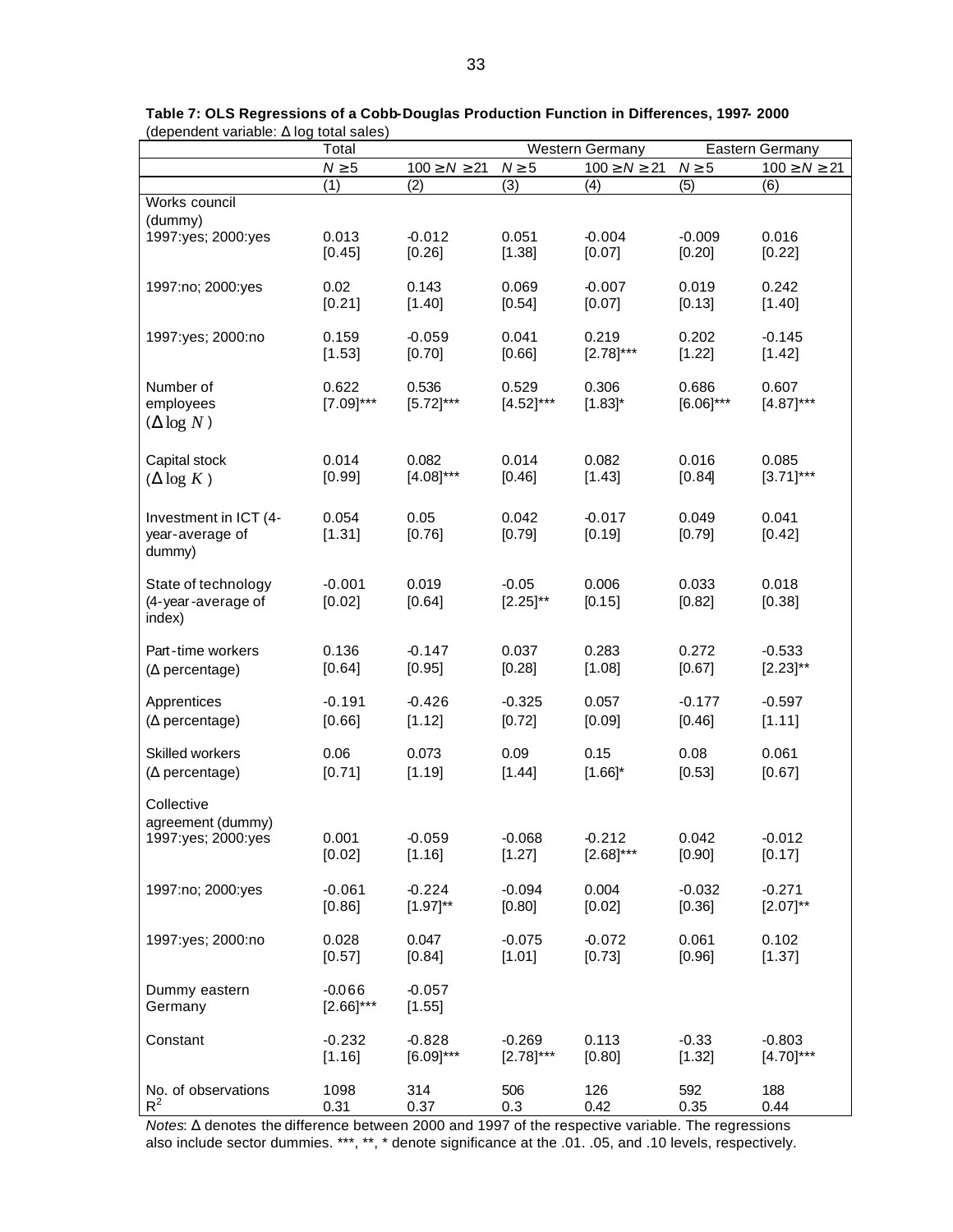**Table 7: OLS Regressions of a Cobb-Douglas Production Function in Differences, 1997- 2000**
(dependent variable: Δ log total sales)

| | Total | | Western Germany | | Eastern Germany | |
|---|---|---|---|---|---|---|
| | $N \geq 5$ | $100 \geq N \geq 21$ | $N \geq 5$ | $100 \geq N \geq 21$ | $N \geq 5$ | $100 \geq N \geq 21$ |
| | (1) | (2) | (3) | (4) | (5) | (6) |
| Works council (dummy) | | | | | | |
| 1997:yes; 2000:yes | 0.013 | -0.012 | 0.051 | -0.004 | -0.009 | 0.016 |
| | [0.45] | [0.26] | [1.38] | [0.07] | [0.20] | [0.22] |
| 1997:no; 2000:yes | 0.02 | 0.143 | 0.069 | -0.007 | 0.019 | 0.242 |
| | [0.21] | [1.40] | [0.54] | [0.07] | [0.13] | [1.40] |
| 1997:yes; 2000:no | 0.159 | -0.059 | 0.041 | 0.219 | 0.202 | -0.145 |
| | [1.53] | [0.70] | [0.66] | [2.78]*** | [1.22] | [1.42] |
| Number of employees ($\Delta \log N$) | 0.622 | 0.536 | 0.529 | 0.306 | 0.686 | 0.607 |
| | [7.09]*** | [5.72]*** | [4.52]*** | [1.83]* | [6.06]*** | [4.87]*** |
| Capital stock ($\Delta \log K$) | 0.014 | 0.082 | 0.014 | 0.082 | 0.016 | 0.085 |
| | [0.99] | [4.08]*** | [0.46] | [1.43] | [0.84] | [3.71]*** |
| Investment in ICT (4-year-average of dummy) | 0.054 | 0.05 | 0.042 | -0.017 | 0.049 | 0.041 |
| | [1.31] | [0.76] | [0.79] | [0.19] | [0.79] | [0.42] |
| State of technology (4-year-average of index) | -0.001 | 0.019 | -0.05 | 0.006 | 0.033 | 0.018 |
| | [0.02] | [0.64] | [2.25]** | [0.15] | [0.82] | [0.38] |
| Part-time workers (Δ percentage) | 0.136 | -0.147 | 0.037 | 0.283 | 0.272 | -0.533 |
| | [0.64] | [0.95] | [0.28] | [1.08] | [0.67] | [2.23]** |
| Apprentices (Δ percentage) | -0.191 | -0.426 | -0.325 | 0.057 | -0.177 | -0.597 |
| | [0.66] | [1.12] | [0.72] | [0.09] | [0.46] | [1.11] |
| Skilled workers (Δ percentage) | 0.06 | 0.073 | 0.09 | 0.15 | 0.08 | 0.061 |
| | [0.71] | [1.19] | [1.44] | [1.66]* | [0.53] | [0.67] |
| Collective agreement (dummy) | | | | | | |
| 1997:yes; 2000:yes | 0.001 | -0.059 | -0.068 | -0.212 | 0.042 | -0.012 |
| | [0.02] | [1.16] | [1.27] | [2.68]*** | [0.90] | [0.17] |
| 1997:no; 2000:yes | -0.061 | -0.224 | -0.094 | 0.004 | -0.032 | -0.271 |
| | [0.86] | [1.97]** | [0.80] | [0.02] | [0.36] | [2.07]** |
| 1997:yes; 2000:no | 0.028 | 0.047 | -0.075 | -0.072 | 0.061 | 0.102 |
| | [0.57] | [0.84] | [1.01] | [0.73] | [0.96] | [1.37] |
| Dummy eastern Germany | -0.066 | -0.057 | | | | |
| | [2.66]*** | [1.55] | | | | |
| Constant | -0.232 | -0.828 | -0.269 | 0.113 | -0.33 | -0.803 |
| | [1.16] | [6.09]*** | [2.78]*** | [0.80] | [1.32] | [4.70]*** |
| No. of observations | 1098 | 314 | 506 | 126 | 592 | 188 |
| $R^2$ | 0.31 | 0.37 | 0.3 | 0.42 | 0.35 | 0.44 |

*Notes*: Δ denotes the difference between 2000 and 1997 of the respective variable. The regressions also include sector dummies. ***, **, * denote significance at the .01. .05, and .10 levels, respectively.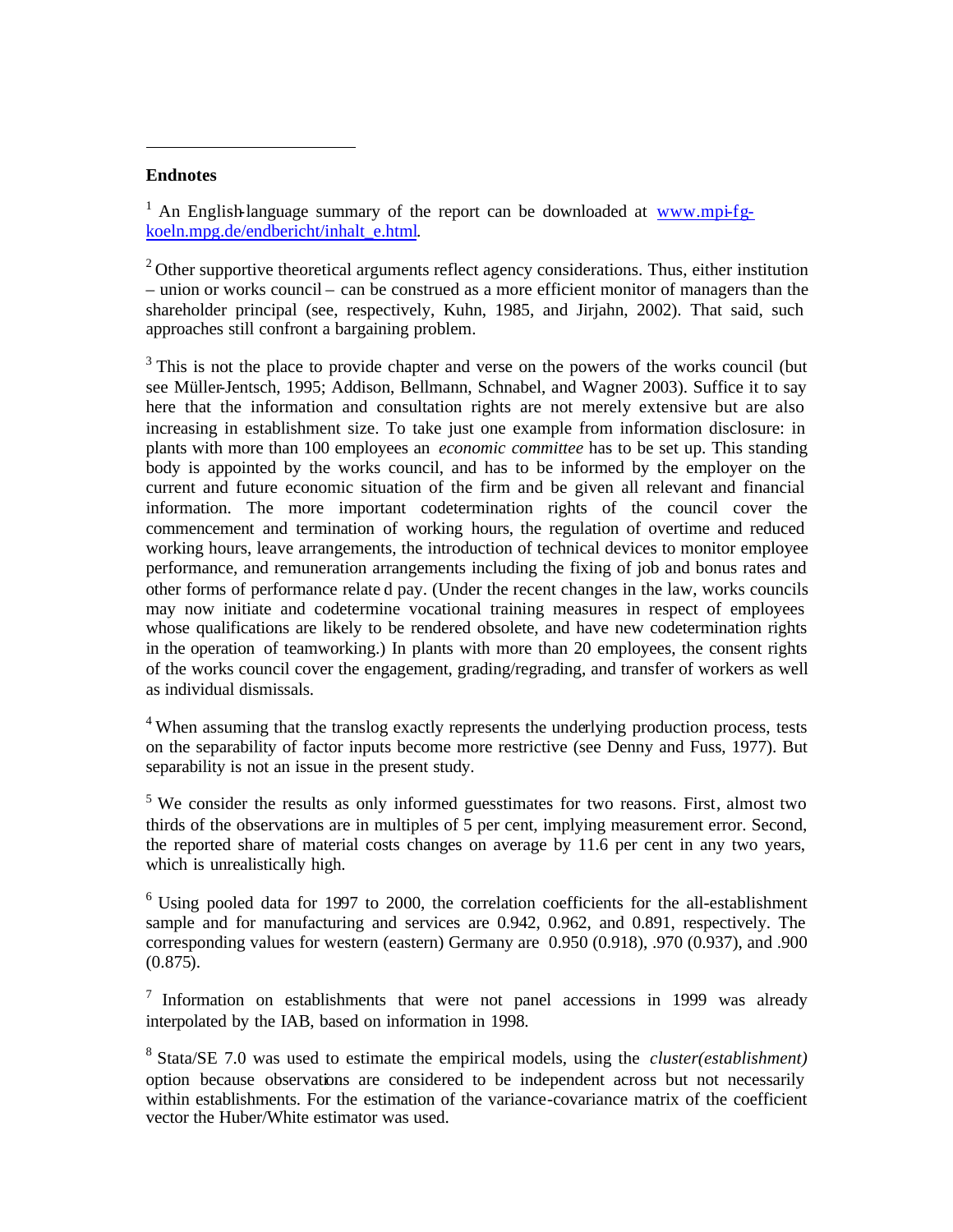## Endnotes

[1] An English-language summary of the report can be downloaded at [www.mpi-fg-koeln.mpg.de/endbericht/inhalt_e.html](www.mpi-fg-koeln.mpg.de/endbericht/inhalt_e.html).

[2] Other supportive theoretical arguments reflect agency considerations. Thus, either institution – union or works council – can be construed as a more efficient monitor of managers than the shareholder principal (see, respectively, Kuhn, 1985, and Jirjahn, 2002). That said, such approaches still confront a bargaining problem.

[3] This is not the place to provide chapter and verse on the powers of the works council (but see Müller-Jentsch, 1995; Addison, Bellmann, Schnabel, and Wagner 2003). Suffice it to say here that the information and consultation rights are not merely extensive but are also increasing in establishment size. To take just one example from information disclosure: in plants with more than 100 employees an *economic committee* has to be set up. This standing body is appointed by the works council, and has to be informed by the employer on the current and future economic situation of the firm and be given all relevant and financial information. The more important codetermination rights of the council cover the commencement and termination of working hours, the regulation of overtime and reduced working hours, leave arrangements, the introduction of technical devices to monitor employee performance, and remuneration arrangements including the fixing of job and bonus rates and other forms of performance related pay. (Under the recent changes in the law, works councils may now initiate and codetermine vocational training measures in respect of employees whose qualifications are likely to be rendered obsolete, and have new codetermination rights in the operation of teamworking.) In plants with more than 20 employees, the consent rights of the works council cover the engagement, grading/regrading, and transfer of workers as well as individual dismissals.

[4] When assuming that the translog exactly represents the underlying production process, tests on the separability of factor inputs become more restrictive (see Denny and Fuss, 1977). But separability is not an issue in the present study.

[5] We consider the results as only informed guesstimates for two reasons. First, almost two thirds of the observations are in multiples of 5 per cent, implying measurement error. Second, the reported share of material costs changes on average by 11.6 per cent in any two years, which is unrealistically high.

[6] Using pooled data for 1997 to 2000, the correlation coefficients for the all-establishment sample and for manufacturing and services are 0.942, 0.962, and 0.891, respectively. The corresponding values for western (eastern) Germany are 0.950 (0.918), .970 (0.937), and .900 (0.875).

[7] Information on establishments that were not panel accessions in 1999 was already interpolated by the IAB, based on information in 1998.

[8] Stata/SE 7.0 was used to estimate the empirical models, using the *cluster(establishment)* option because observations are considered to be independent across but not necessarily within establishments. For the estimation of the variance-covariance matrix of the coefficient vector the Huber/White estimator was used.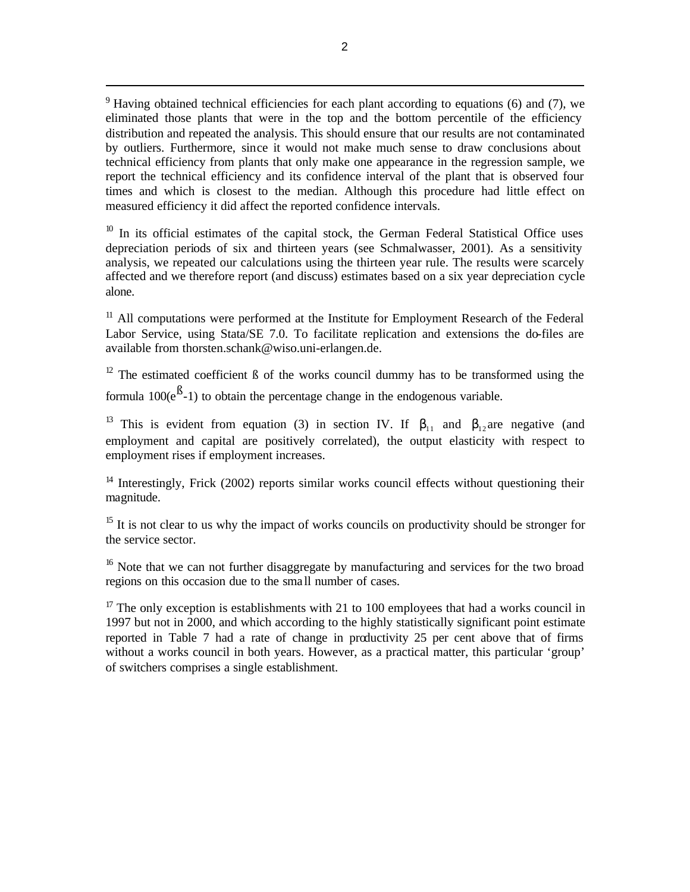[9] Having obtained technical efficiencies for each plant according to equations (6) and (7), we eliminated those plants that were in the top and the bottom percentile of the efficiency distribution and repeated the analysis. This should ensure that our results are not contaminated by outliers. Furthermore, since it would not make much sense to draw conclusions about technical efficiency from plants that only make one appearance in the regression sample, we report the technical efficiency and its confidence interval of the plant that is observed four times and which is closest to the median. Although this procedure had little effect on measured efficiency it did affect the reported confidence intervals.

[10] In its official estimates of the capital stock, the German Federal Statistical Office uses depreciation periods of six and thirteen years (see Schmalwasser, 2001). As a sensitivity analysis, we repeated our calculations using the thirteen year rule. The results were scarcely affected and we therefore report (and discuss) estimates based on a six year depreciation cycle alone.

[11] All computations were performed at the Institute for Employment Research of the Federal Labor Service, using Stata/SE 7.0. To facilitate replication and extensions the do-files are available from thorsten.schank@wiso.uni-erlangen.de.

[12] The estimated coefficient ß of the works council dummy has to be transformed using the formula $100(e^{ß}-1)$ to obtain the percentage change in the endogenous variable.

[13] This is evident from equation (3) in section IV. If $\beta_{11}$ and $\beta_{12}$ are negative (and employment and capital are positively correlated), the output elasticity with respect to employment rises if employment increases.

[14] Interestingly, Frick (2002) reports similar works council effects without questioning their magnitude.

[15] It is not clear to us why the impact of works councils on productivity should be stronger for the service sector.

[16] Note that we can not further disaggregate by manufacturing and services for the two broad regions on this occasion due to the small number of cases.

[17] The only exception is establishments with 21 to 100 employees that had a works council in 1997 but not in 2000, and which according to the highly statistically significant point estimate reported in Table 7 had a rate of change in productivity 25 per cent above that of firms without a works council in both years. However, as a practical matter, this particular 'group' of switchers comprises a single establishment.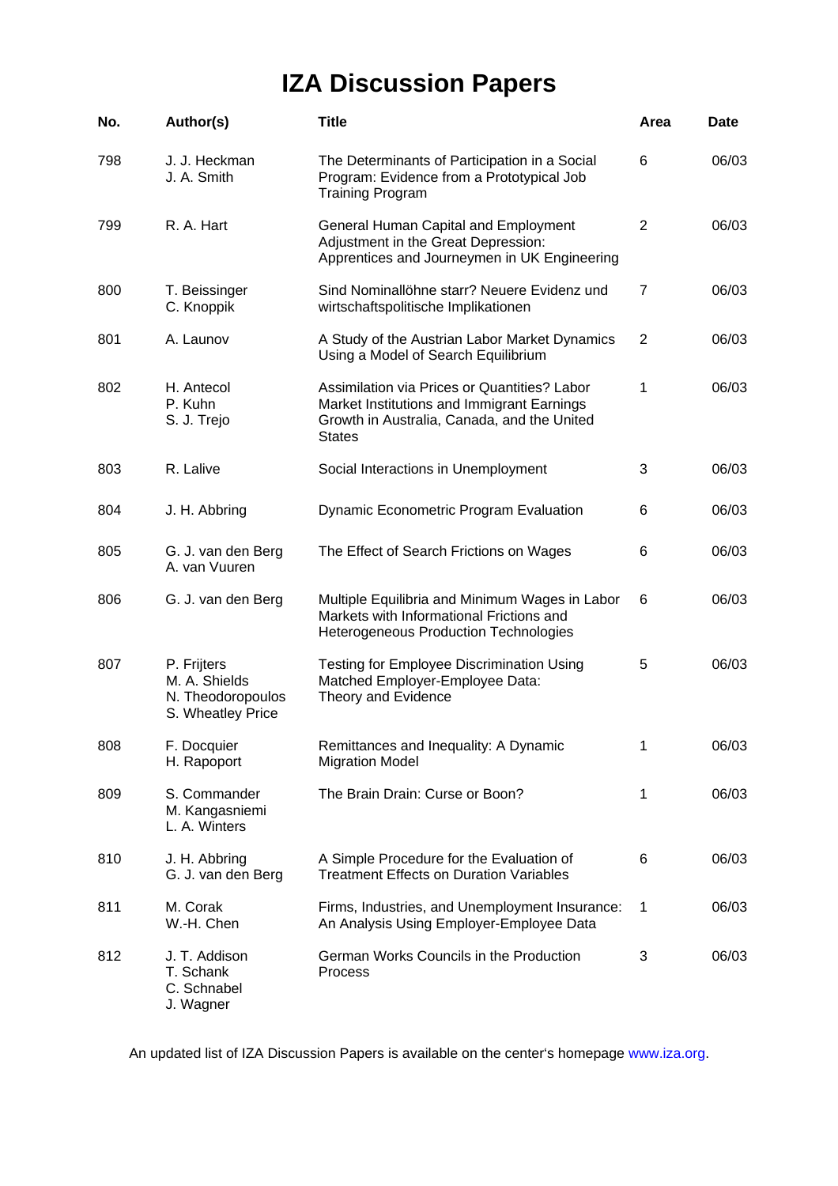# IZA Discussion Papers

| No. | Author(s) | Title | Area | Date |
|---|---|---|---|---|
| 798 | J. J. Heckman<br>J. A. Smith | The Determinants of Participation in a Social Program: Evidence from a Prototypical Job Training Program | 6 | 06/03 |
| 799 | R. A. Hart | General Human Capital and Employment Adjustment in the Great Depression: Apprentices and Journeymen in UK Engineering | 2 | 06/03 |
| 800 | T. Beissinger<br>C. Knoppik | Sind Nominallöhne starr? Neuere Evidenz und wirtschaftspolitische Implikationen | 7 | 06/03 |
| 801 | A. Launov | A Study of the Austrian Labor Market Dynamics Using a Model of Search Equilibrium | 2 | 06/03 |
| 802 | H. Antecol<br>P. Kuhn<br>S. J. Trejo | Assimilation via Prices or Quantities? Labor Market Institutions and Immigrant Earnings Growth in Australia, Canada, and the United States | 1 | 06/03 |
| 803 | R. Lalive | Social Interactions in Unemployment | 3 | 06/03 |
| 804 | J. H. Abbring | Dynamic Econometric Program Evaluation | 6 | 06/03 |
| 805 | G. J. van den Berg<br>A. van Vuuren | The Effect of Search Frictions on Wages | 6 | 06/03 |
| 806 | G. J. van den Berg | Multiple Equilibria and Minimum Wages in Labor Markets with Informational Frictions and Heterogeneous Production Technologies | 6 | 06/03 |
| 807 | P. Frijters<br>M. A. Shields<br>N. Theodoropoulos<br>S. Wheatley Price | Testing for Employee Discrimination Using Matched Employer-Employee Data: Theory and Evidence | 5 | 06/03 |
| 808 | F. Docquier<br>H. Rapoport | Remittances and Inequality: A Dynamic Migration Model | 1 | 06/03 |
| 809 | S. Commander<br>M. Kangasniemi<br>L. A. Winters | The Brain Drain: Curse or Boon? | 1 | 06/03 |
| 810 | J. H. Abbring<br>G. J. van den Berg | A Simple Procedure for the Evaluation of Treatment Effects on Duration Variables | 6 | 06/03 |
| 811 | M. Corak<br>W.-H. Chen | Firms, Industries, and Unemployment Insurance: An Analysis Using Employer-Employee Data | 1 | 06/03 |
| 812 | J. T. Addison<br>T. Schank<br>C. Schnabel<br>J. Wagner | German Works Councils in the Production Process | 3 | 06/03 |

An updated list of IZA Discussion Papers is available on the center's homepage www.iza.org.